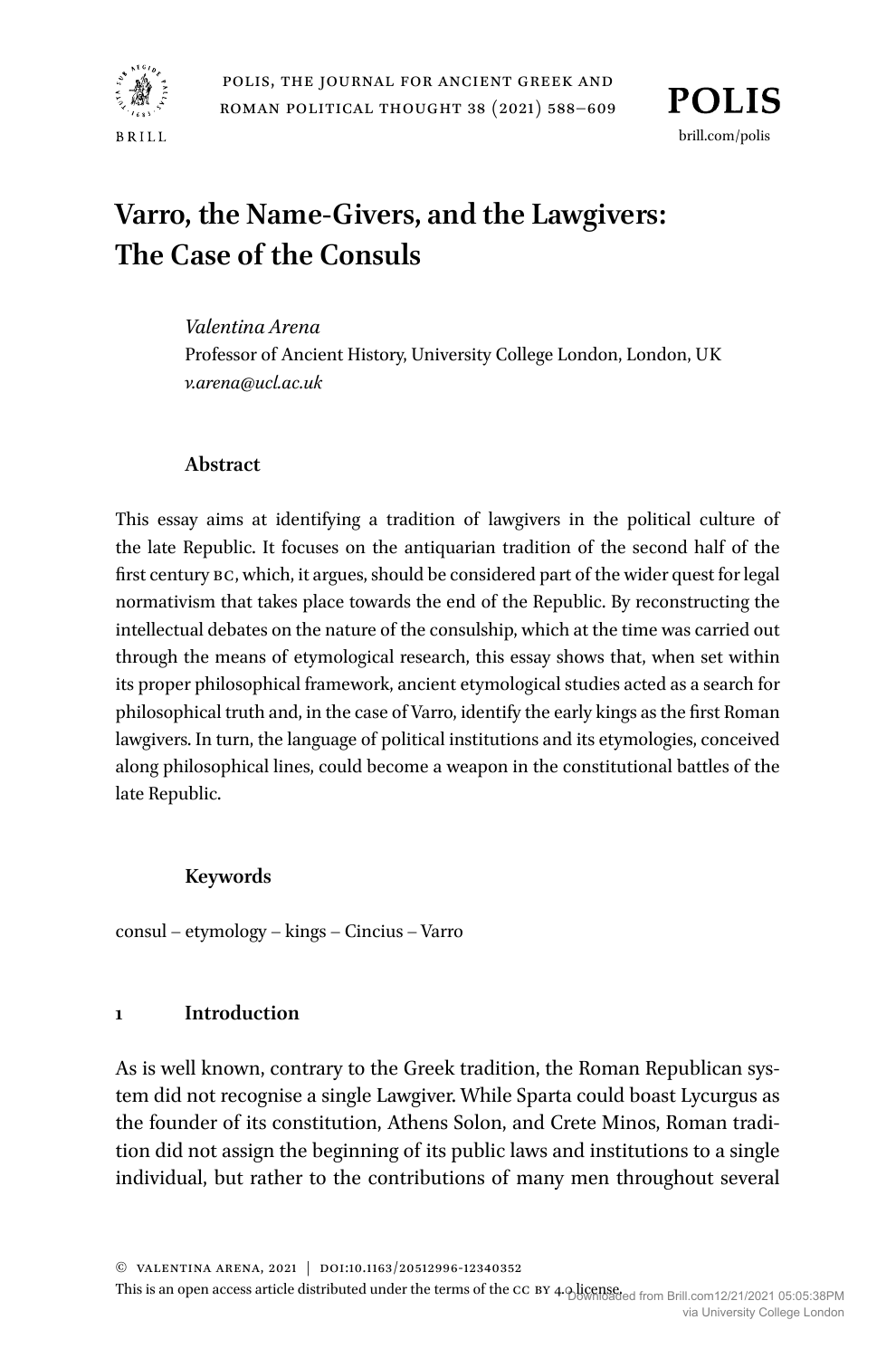# Varro, the Name-Givers, and the Lawgivers: The Case of the Consuls

*Valentina Arena*
Professor of Ancient History, University College London, London, UK
*v.arena@ucl.ac.uk*

### Abstract

This essay aims at identifying a tradition of lawgivers in the political culture of the late Republic. It focuses on the antiquarian tradition of the second half of the first century BC, which, it argues, should be considered part of the wider quest for legal normativism that takes place towards the end of the Republic. By reconstructing the intellectual debates on the nature of the consulship, which at the time was carried out through the means of etymological research, this essay shows that, when set within its proper philosophical framework, ancient etymological studies acted as a search for philosophical truth and, in the case of Varro, identify the early kings as the first Roman lawgivers. In turn, the language of political institutions and its etymologies, conceived along philosophical lines, could become a weapon in the constitutional battles of the late Republic.

### Keywords

consul – etymology – kings – Cincius – Varro

## 1 Introduction

As is well known, contrary to the Greek tradition, the Roman Republican system did not recognise a single Lawgiver. While Sparta could boast Lycurgus as the founder of its constitution, Athens Solon, and Crete Minos, Roman tradition did not assign the beginning of its public laws and institutions to a single individual, but rather to the contributions of many men throughout several

© Valentina Arena, 2021 | DOI:10.1163/20512996-12340352
This is an open access article distributed under the terms of the CC BY 4.0 license.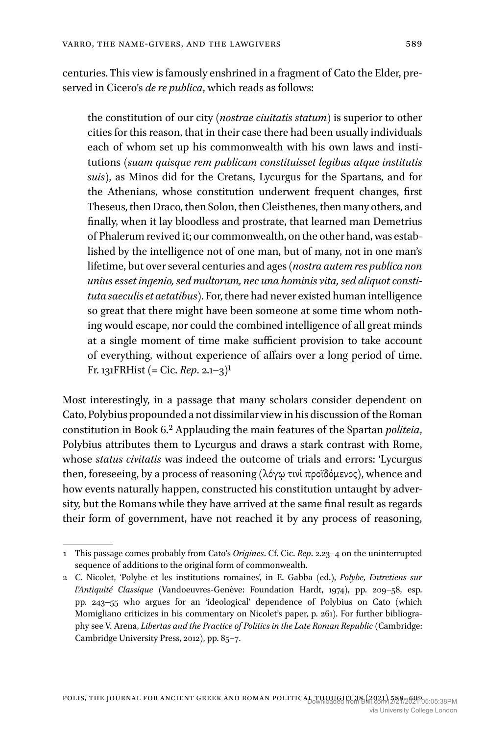centuries. This view is famously enshrined in a fragment of Cato the Elder, preserved in Cicero's *de re publica*, which reads as follows:

> the constitution of our city (*nostrae ciuitatis statum*) is superior to other cities for this reason, that in their case there had been usually individuals each of whom set up his commonwealth with his own laws and institutions (*suam quisque rem publicam constituisset legibus atque institutis suis*), as Minos did for the Cretans, Lycurgus for the Spartans, and for the Athenians, whose constitution underwent frequent changes, first Theseus, then Draco, then Solon, then Cleisthenes, then many others, and finally, when it lay bloodless and prostrate, that learned man Demetrius of Phalerum revived it; our commonwealth, on the other hand, was established by the intelligence not of one man, but of many, not in one man's lifetime, but over several centuries and ages (*nostra autem res publica non unius esset ingenio, sed multorum, nec una hominis vita, sed aliquot constituta saeculis et aetatibus*). For, there had never existed human intelligence so great that there might have been someone at some time whom nothing would escape, nor could the combined intelligence of all great minds at a single moment of time make sufficient provision to take account of everything, without experience of affairs over a long period of time. Fr. 131FRHist (= Cic. *Rep*. 2.1–3)[1]

Most interestingly, in a passage that many scholars consider dependent on Cato, Polybius propounded a not dissimilar view in his discussion of the Roman constitution in Book 6.[2] Applauding the main features of the Spartan *politeia*, Polybius attributes them to Lycurgus and draws a stark contrast with Rome, whose *status civitatis* was indeed the outcome of trials and errors: 'Lycurgus then, foreseeing, by a process of reasoning (λόγῳ τινὶ προϊδόμενος), whence and how events naturally happen, constructed his constitution untaught by adversity, but the Romans while they have arrived at the same final result as regards their form of government, have not reached it by any process of reasoning,

---

1 This passage comes probably from Cato's *Origines*. Cf. Cic. *Rep*. 2.23–4 on the uninterrupted sequence of additions to the original form of commonwealth.

2 C. Nicolet, 'Polybe et les institutions romaines', in E. Gabba (ed.), *Polybe, Entretiens sur l'Antiquité Classique* (Vandoeuvres-Genève: Foundation Hardt, 1974), pp. 209–58, esp. pp. 243–55 who argues for an 'ideological' dependence of Polybius on Cato (which Momigliano criticizes in his commentary on Nicolet's paper, p. 261). For further bibliography see V. Arena, *Libertas and the Practice of Politics in the Late Roman Republic* (Cambridge: Cambridge University Press, 2012), pp. 85–7.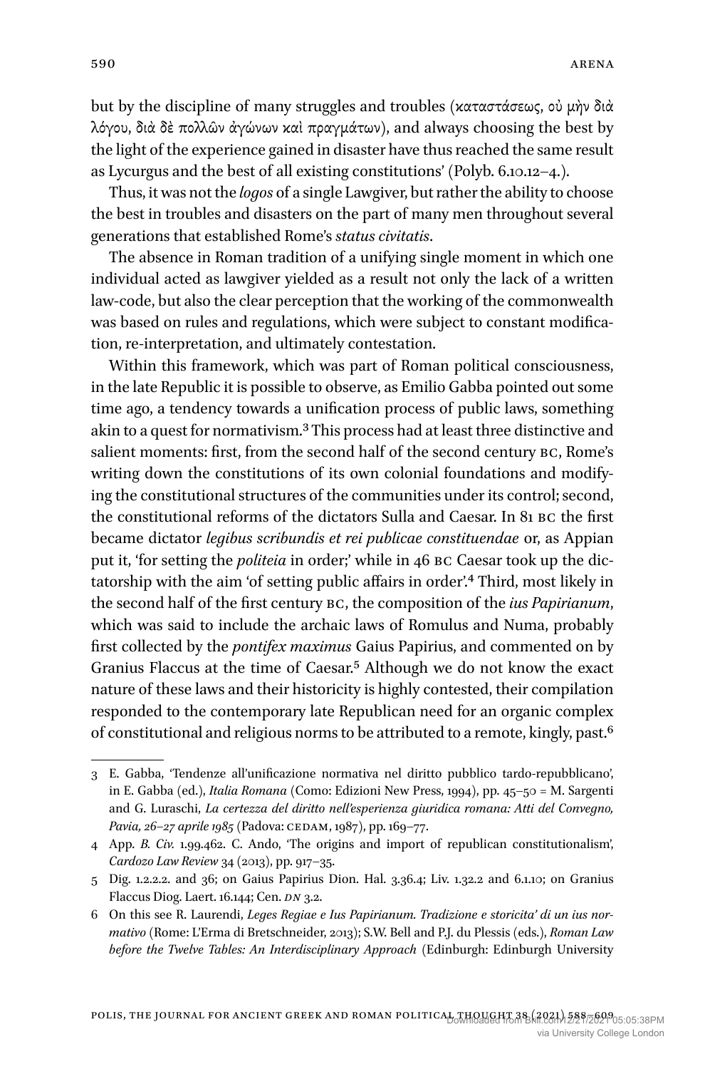but by the discipline of many struggles and troubles (καταστάσεως, οὐ μὴν διὰ λόγου, διὰ δὲ πολλῶν ἀγώνων καὶ πραγμάτων), and always choosing the best by the light of the experience gained in disaster have thus reached the same result as Lycurgus and the best of all existing constitutions' (Polyb. 6.10.12–4.).

Thus, it was not the *logos* of a single Lawgiver, but rather the ability to choose the best in troubles and disasters on the part of many men throughout several generations that established Rome's *status civitatis*.

The absence in Roman tradition of a unifying single moment in which one individual acted as lawgiver yielded as a result not only the lack of a written law-code, but also the clear perception that the working of the commonwealth was based on rules and regulations, which were subject to constant modification, re-interpretation, and ultimately contestation.

Within this framework, which was part of Roman political consciousness, in the late Republic it is possible to observe, as Emilio Gabba pointed out some time ago, a tendency towards a unification process of public laws, something akin to a quest for normativism.[3] This process had at least three distinctive and salient moments: first, from the second half of the second century BC, Rome's writing down the constitutions of its own colonial foundations and modifying the constitutional structures of the communities under its control; second, the constitutional reforms of the dictators Sulla and Caesar. In 81 BC the first became dictator *legibus scribundis et rei publicae constituendae* or, as Appian put it, 'for setting the *politeia* in order;' while in 46 BC Caesar took up the dictatorship with the aim 'of setting public affairs in order'.[4] Third, most likely in the second half of the first century BC, the composition of the *ius Papirianum*, which was said to include the archaic laws of Romulus and Numa, probably first collected by the *pontifex maximus* Gaius Papirius, and commented on by Granius Flaccus at the time of Caesar.[5] Although we do not know the exact nature of these laws and their historicity is highly contested, their compilation responded to the contemporary late Republican need for an organic complex of constitutional and religious norms to be attributed to a remote, kingly, past.[6]

3 E. Gabba, 'Tendenze all'unificazione normativa nel diritto pubblico tardo-repubblicano', in E. Gabba (ed.), *Italia Romana* (Como: Edizioni New Press, 1994), pp. 45–50 = M. Sargenti and G. Luraschi, *La certezza del diritto nell'esperienza giuridica romana: Atti del Convegno, Pavia, 26–27 aprile 1985* (Padova: CEDAM, 1987), pp. 169–77.

4 App. *B. Civ.* 1.99.462. C. Ando, 'The origins and import of republican constitutionalism', *Cardozo Law Review* 34 (2013), pp. 917–35.

5 Dig. 1.2.2.2. and 36; on Gaius Papirius Dion. Hal. 3.36.4; Liv. 1.32.2 and 6.1.10; on Granius Flaccus Diog. Laert. 16.144; Cen. *DN* 3.2.

6 On this see R. Laurendi, *Leges Regiae e Ius Papirianum. Tradizione e storicita' di un ius normativo* (Rome: L'Erma di Bretschneider, 2013); S.W. Bell and P.J. du Plessis (eds.), *Roman Law before the Twelve Tables: An Interdisciplinary Approach* (Edinburgh: Edinburgh University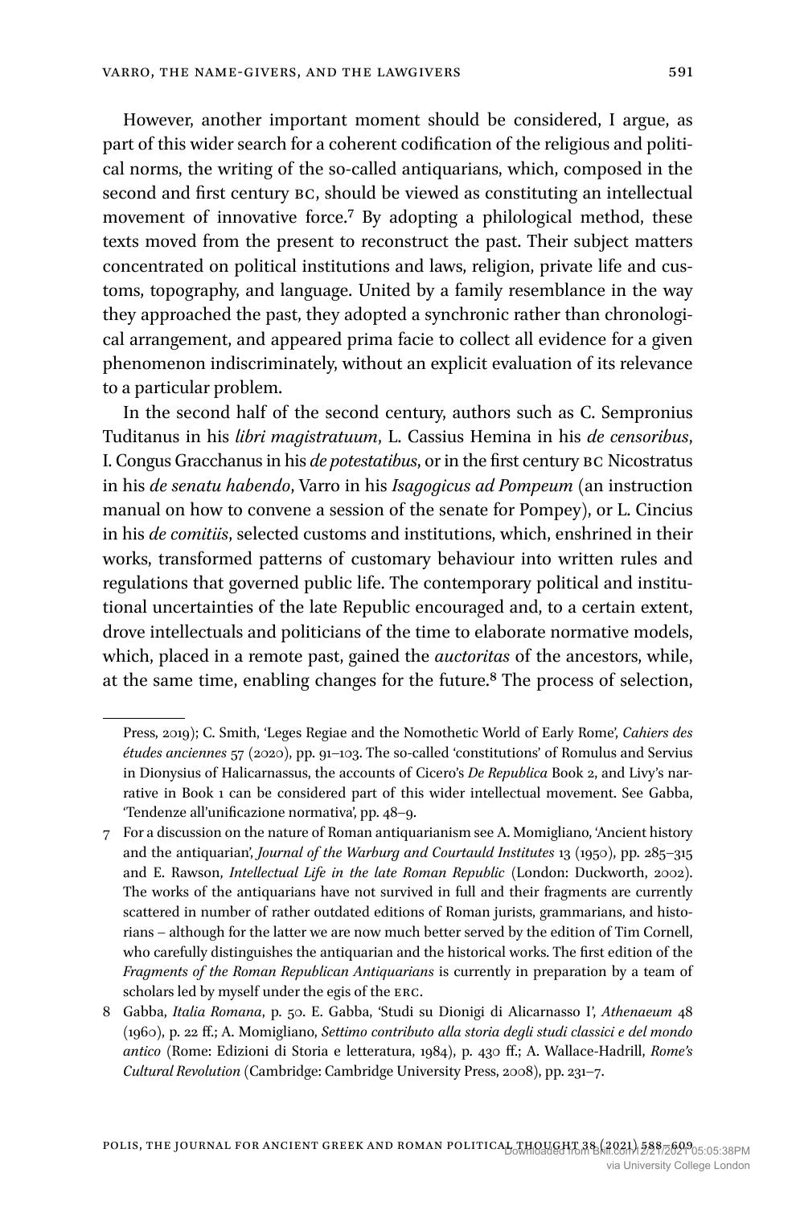However, another important moment should be considered, I argue, as part of this wider search for a coherent codification of the religious and political norms, the writing of the so-called antiquarians, which, composed in the second and first century BC, should be viewed as constituting an intellectual movement of innovative force.[7] By adopting a philological method, these texts moved from the present to reconstruct the past. Their subject matters concentrated on political institutions and laws, religion, private life and customs, topography, and language. United by a family resemblance in the way they approached the past, they adopted a synchronic rather than chronological arrangement, and appeared prima facie to collect all evidence for a given phenomenon indiscriminately, without an explicit evaluation of its relevance to a particular problem.

In the second half of the second century, authors such as C. Sempronius Tuditanus in his *libri magistratuum*, L. Cassius Hemina in his *de censoribus*, I. Congus Gracchanus in his *de potestatibus*, or in the first century BC Nicostratus in his *de senatu habendo*, Varro in his *Isagogicus ad Pompeum* (an instruction manual on how to convene a session of the senate for Pompey), or L. Cincius in his *de comitiis*, selected customs and institutions, which, enshrined in their works, transformed patterns of customary behaviour into written rules and regulations that governed public life. The contemporary political and institutional uncertainties of the late Republic encouraged and, to a certain extent, drove intellectuals and politicians of the time to elaborate normative models, which, placed in a remote past, gained the *auctoritas* of the ancestors, while, at the same time, enabling changes for the future.[8] The process of selection,

---

Press, 2019); C. Smith, 'Leges Regiae and the Nomothetic World of Early Rome', *Cahiers des études anciennes* 57 (2020), pp. 91–103. The so-called 'constitutions' of Romulus and Servius in Dionysius of Halicarnassus, the accounts of Cicero's *De Republica* Book 2, and Livy's narrative in Book 1 can be considered part of this wider intellectual movement. See Gabba, 'Tendenze all'unificazione normativa', pp. 48–9.

7 For a discussion on the nature of Roman antiquarianism see A. Momigliano, 'Ancient history and the antiquarian', *Journal of the Warburg and Courtauld Institutes* 13 (1950), pp. 285–315 and E. Rawson, *Intellectual Life in the late Roman Republic* (London: Duckworth, 2002). The works of the antiquarians have not survived in full and their fragments are currently scattered in number of rather outdated editions of Roman jurists, grammarians, and historians – although for the latter we are now much better served by the edition of Tim Cornell, who carefully distinguishes the antiquarian and the historical works. The first edition of the *Fragments of the Roman Republican Antiquarians* is currently in preparation by a team of scholars led by myself under the egis of the ERC.

8 Gabba, *Italia Romana*, p. 50. E. Gabba, 'Studi su Dionigi di Alicarnasso I', *Athenaeum* 48 (1960), p. 22 ff.; A. Momigliano, *Settimo contributo alla storia degli studi classici e del mondo antico* (Rome: Edizioni di Storia e letteratura, 1984), p. 430 ff.; A. Wallace-Hadrill, *Rome's Cultural Revolution* (Cambridge: Cambridge University Press, 2008), pp. 231–7.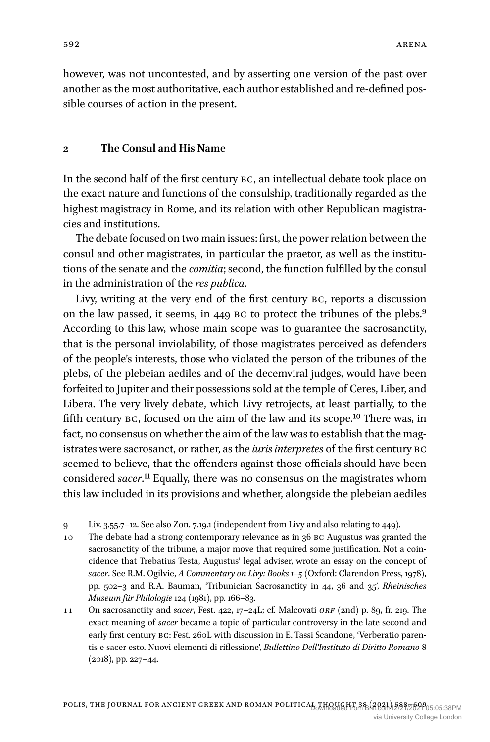however, was not uncontested, and by asserting one version of the past over another as the most authoritative, each author established and re-defined possible courses of action in the present.

## 2 The Consul and His Name

In the second half of the first century BC, an intellectual debate took place on the exact nature and functions of the consulship, traditionally regarded as the highest magistracy in Rome, and its relation with other Republican magistracies and institutions.

The debate focused on two main issues: first, the power relation between the consul and other magistrates, in particular the praetor, as well as the institutions of the senate and the *comitia*; second, the function fulfilled by the consul in the administration of the *res publica*.

Livy, writing at the very end of the first century BC, reports a discussion on the law passed, it seems, in 449 BC to protect the tribunes of the plebs.[9] According to this law, whose main scope was to guarantee the sacrosanctity, that is the personal inviolability, of those magistrates perceived as defenders of the people's interests, those who violated the person of the tribunes of the plebs, of the plebeian aediles and of the decemviral judges, would have been forfeited to Jupiter and their possessions sold at the temple of Ceres, Liber, and Libera. The very lively debate, which Livy retrojects, at least partially, to the fifth century BC, focused on the aim of the law and its scope.[10] There was, in fact, no consensus on whether the aim of the law was to establish that the magistrates were sacrosanct, or rather, as the *iuris interpretes* of the first century BC seemed to believe, that the offenders against those officials should have been considered *sacer*.[11] Equally, there was no consensus on the magistrates whom this law included in its provisions and whether, alongside the plebeian aediles

---

9 Liv. 3.55.7–12. See also Zon. 7.19.1 (independent from Livy and also relating to 449).

10 The debate had a strong contemporary relevance as in 36 BC Augustus was granted the sacrosanctity of the tribune, a major move that required some justification. Not a coincidence that Trebatius Testa, Augustus' legal adviser, wrote an essay on the concept of *sacer*. See R.M. Ogilvie, *A Commentary on Livy: Books 1–5* (Oxford: Clarendon Press, 1978), pp. 502–3 and R.A. Bauman, 'Tribunician Sacrosanctity in 44, 36 and 35', *Rheinisches Museum für Philologie* 124 (1981), pp. 166–83.

11 On sacrosanctity and *sacer*, Fest. 422, 17–24L; cf. Malcovati *ORF* (2nd) p. 89, fr. 219. The exact meaning of *sacer* became a topic of particular controversy in the late second and early first century BC: Fest. 260L with discussion in E. Tassi Scandone, 'Verberatio parentis e sacer esto. Nuovi elementi di riflessione', *Bullettino Dell'Instituto di Diritto Romano* 8 (2018), pp. 227–44.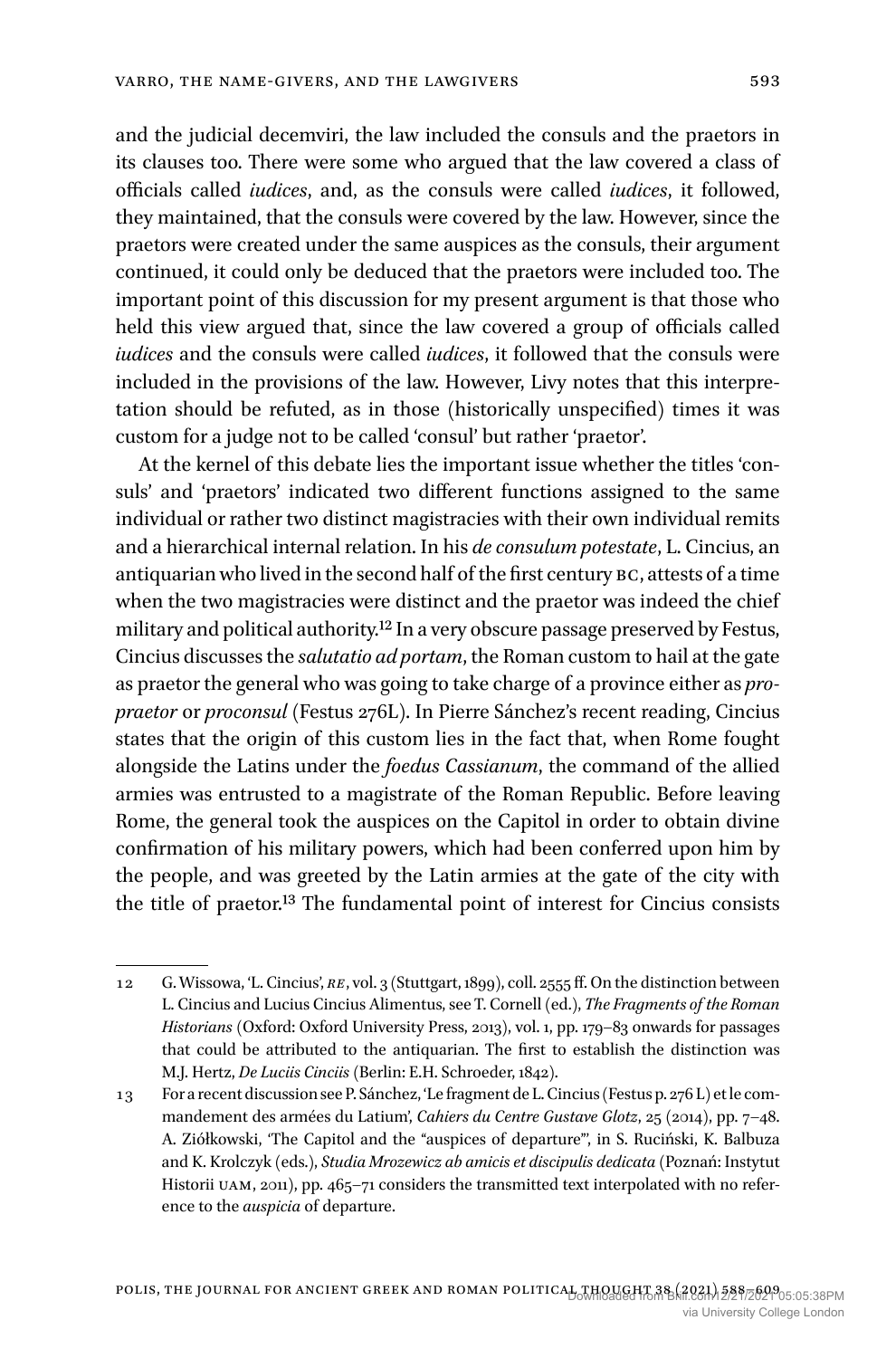and the judicial decemviri, the law included the consuls and the praetors in its clauses too. There were some who argued that the law covered a class of officials called *iudices*, and, as the consuls were called *iudices*, it followed, they maintained, that the consuls were covered by the law. However, since the praetors were created under the same auspices as the consuls, their argument continued, it could only be deduced that the praetors were included too. The important point of this discussion for my present argument is that those who held this view argued that, since the law covered a group of officials called *iudices* and the consuls were called *iudices*, it followed that the consuls were included in the provisions of the law. However, Livy notes that this interpretation should be refuted, as in those (historically unspecified) times it was custom for a judge not to be called 'consul' but rather 'praetor'.

At the kernel of this debate lies the important issue whether the titles 'consuls' and 'praetors' indicated two different functions assigned to the same individual or rather two distinct magistracies with their own individual remits and a hierarchical internal relation. In his *de consulum potestate*, L. Cincius, an antiquarian who lived in the second half of the first century BC, attests of a time when the two magistracies were distinct and the praetor was indeed the chief military and political authority.[12] In a very obscure passage preserved by Festus, Cincius discusses the *salutatio ad portam*, the Roman custom to hail at the gate as praetor the general who was going to take charge of a province either as *propraetor* or *proconsul* (Festus 276L). In Pierre Sánchez's recent reading, Cincius states that the origin of this custom lies in the fact that, when Rome fought alongside the Latins under the *foedus Cassianum*, the command of the allied armies was entrusted to a magistrate of the Roman Republic. Before leaving Rome, the general took the auspices on the Capitol in order to obtain divine confirmation of his military powers, which had been conferred upon him by the people, and was greeted by the Latin armies at the gate of the city with the title of praetor.[13] The fundamental point of interest for Cincius consists

---

12 G. Wissowa, 'L. Cincius', *RE*, vol. 3 (Stuttgart, 1899), coll. 2555 ff. On the distinction between L. Cincius and Lucius Cincius Alimentus, see T. Cornell (ed.), *The Fragments of the Roman Historians* (Oxford: Oxford University Press, 2013), vol. 1, pp. 179–83 onwards for passages that could be attributed to the antiquarian. The first to establish the distinction was M.J. Hertz, *De Luciis Cinciis* (Berlin: E.H. Schroeder, 1842).

13 For a recent discussion see P. Sánchez, 'Le fragment de L. Cincius (Festus p. 276 L) et le commandement des armées du Latium', *Cahiers du Centre Gustave Glotz*, 25 (2014), pp. 7–48. A. Ziółkowski, 'The Capitol and the "auspices of departure"', in S. Ruciński, K. Balbuza and K. Krolczyk (eds.), *Studia Mrozewicz ab amicis et discipulis dedicata* (Poznań: Instytut Historii UAM, 2011), pp. 465–71 considers the transmitted text interpolated with no reference to the *auspicia* of departure.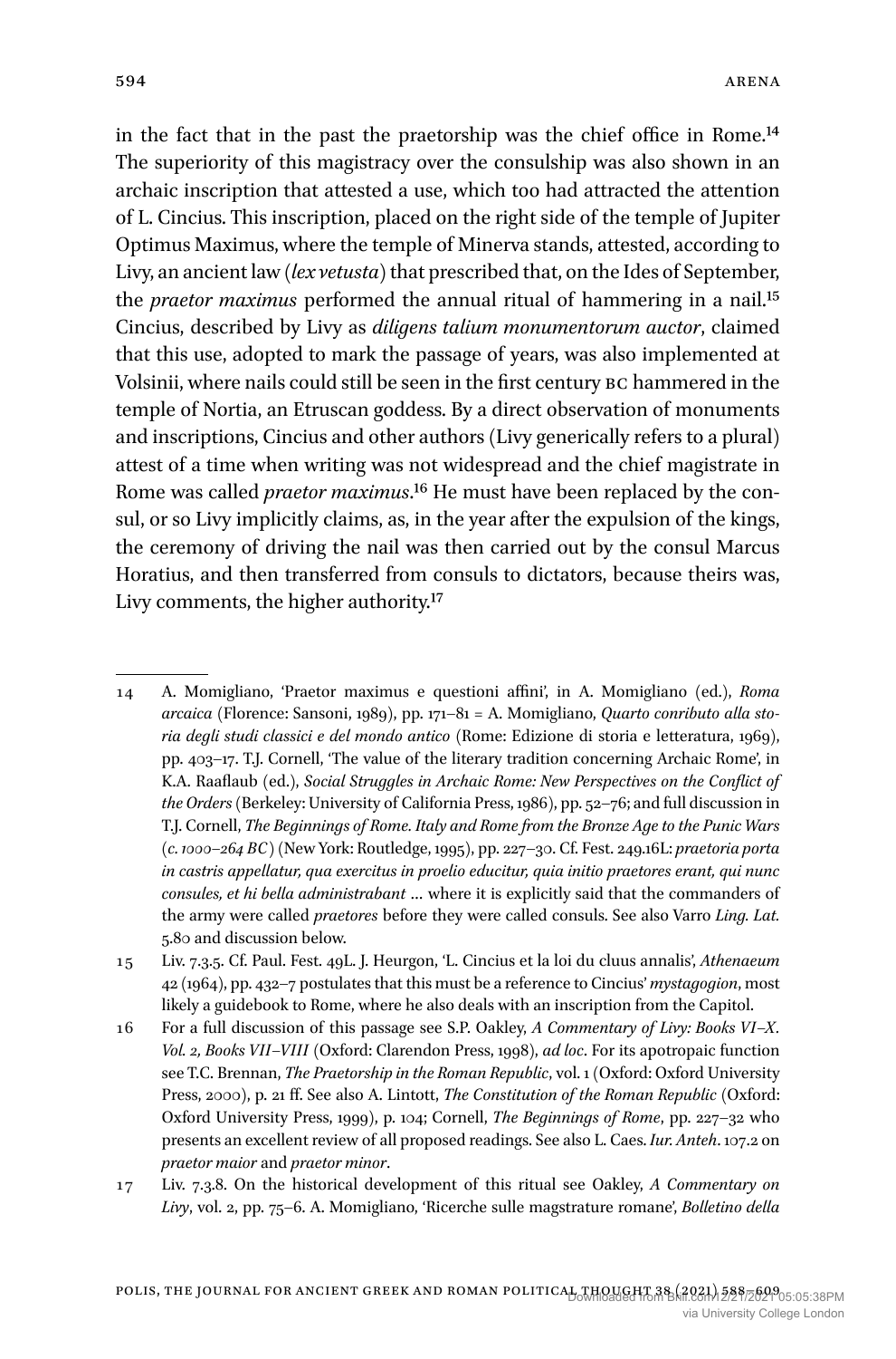in the fact that in the past the praetorship was the chief office in Rome.[14] The superiority of this magistracy over the consulship was also shown in an archaic inscription that attested a use, which too had attracted the attention of L. Cincius. This inscription, placed on the right side of the temple of Jupiter Optimus Maximus, where the temple of Minerva stands, attested, according to Livy, an ancient law (*lex vetusta*) that prescribed that, on the Ides of September, the *praetor maximus* performed the annual ritual of hammering in a nail.[15] Cincius, described by Livy as *diligens talium monumentorum auctor*, claimed that this use, adopted to mark the passage of years, was also implemented at Volsinii, where nails could still be seen in the first century BC hammered in the temple of Nortia, an Etruscan goddess. By a direct observation of monuments and inscriptions, Cincius and other authors (Livy generically refers to a plural) attest of a time when writing was not widespread and the chief magistrate in Rome was called *praetor maximus*.[16] He must have been replaced by the consul, or so Livy implicitly claims, as, in the year after the expulsion of the kings, the ceremony of driving the nail was then carried out by the consul Marcus Horatius, and then transferred from consuls to dictators, because theirs was, Livy comments, the higher authority.[17]

---

14 A. Momigliano, 'Praetor maximus e questioni affini', in A. Momigliano (ed.), *Roma arcaica* (Florence: Sansoni, 1989), pp. 171–81 = A. Momigliano, *Quarto conributo alla storia degli studi classici e del mondo antico* (Rome: Edizione di storia e letteratura, 1969), pp. 403–17. T.J. Cornell, 'The value of the literary tradition concerning Archaic Rome', in K.A. Raaflaub (ed.), *Social Struggles in Archaic Rome: New Perspectives on the Conflict of the Orders* (Berkeley: University of California Press, 1986), pp. 52–76; and full discussion in T.J. Cornell, *The Beginnings of Rome. Italy and Rome from the Bronze Age to the Punic Wars (c. 1000–264 BC)* (New York: Routledge, 1995), pp. 227–30. Cf. Fest. 249.16L: *praetoria porta in castris appellatur, qua exercitus in proelio educitur, quia initio praetores erant, qui nunc consules, et hi bella administrabant …* where it is explicitly said that the commanders of the army were called *praetores* before they were called consuls. See also Varro *Ling. Lat.* 5.80 and discussion below.

15 Liv. 7.3.5. Cf. Paul. Fest. 49L. J. Heurgon, 'L. Cincius et la loi du cluus annalis', *Athenaeum* 42 (1964), pp. 432–7 postulates that this must be a reference to Cincius' *mystagogion*, most likely a guidebook to Rome, where he also deals with an inscription from the Capitol.

16 For a full discussion of this passage see S.P. Oakley, *A Commentary of Livy: Books VI–X. Vol. 2, Books VII–VIII* (Oxford: Clarendon Press, 1998), *ad loc*. For its apotropaic function see T.C. Brennan, *The Praetorship in the Roman Republic*, vol. 1 (Oxford: Oxford University Press, 2000), p. 21 ff. See also A. Lintott, *The Constitution of the Roman Republic* (Oxford: Oxford University Press, 1999), p. 104; Cornell, *The Beginnings of Rome*, pp. 227–32 who presents an excellent review of all proposed readings. See also L. Caes. *Iur. Anteh*. 107.2 on *praetor maior* and *praetor minor*.

17 Liv. 7.3.8. On the historical development of this ritual see Oakley, *A Commentary on Livy*, vol. 2, pp. 75–6. A. Momigliano, 'Ricerche sulle magstrature romane', *Bolletino della*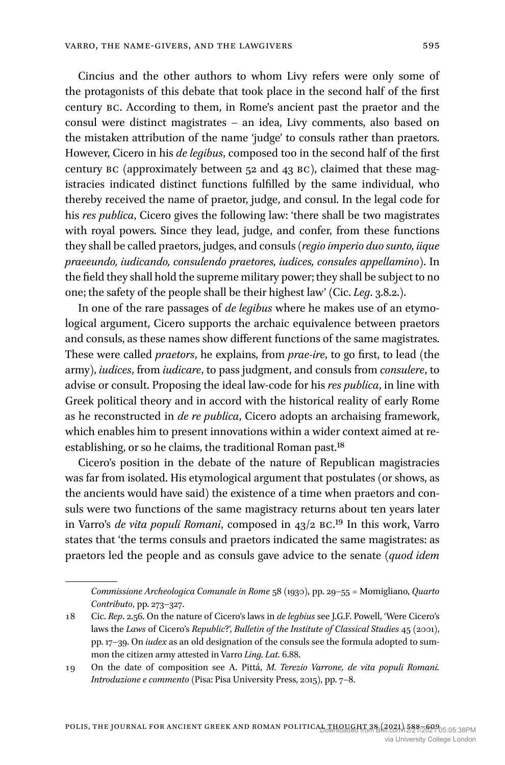Cincius and the other authors to whom Livy refers were only some of the protagonists of this debate that took place in the second half of the first century BC. According to them, in Rome's ancient past the praetor and the consul were distinct magistrates – an idea, Livy comments, also based on the mistaken attribution of the name 'judge' to consuls rather than praetors. However, Cicero in his *de legibus*, composed too in the second half of the first century BC (approximately between 52 and 43 BC), claimed that these magistracies indicated distinct functions fulfilled by the same individual, who thereby received the name of praetor, judge, and consul. In the legal code for his *res publica*, Cicero gives the following law: 'there shall be two magistrates with royal powers. Since they lead, judge, and confer, from these functions they shall be called praetors, judges, and consuls (*regio imperio duo sunto, iique praeeundo, iudicando, consulendo praetores, iudices, consules appellamino*). In the field they shall hold the supreme military power; they shall be subject to no one; the safety of the people shall be their highest law' (Cic. *Leg*. 3.8.2.).

In one of the rare passages of *de legibus* where he makes use of an etymological argument, Cicero supports the archaic equivalence between praetors and consuls, as these names show different functions of the same magistrates. These were called *praetors*, he explains, from *prae-ire*, to go first, to lead (the army), *iudices*, from *iudicare*, to pass judgment, and consuls from *consulere*, to advise or consult. Proposing the ideal law-code for his *res publica*, in line with Greek political theory and in accord with the historical reality of early Rome as he reconstructed in *de re publica*, Cicero adopts an archaising framework, which enables him to present innovations within a wider context aimed at re-establishing, or so he claims, the traditional Roman past.[18]

Cicero's position in the debate of the nature of Republican magistracies was far from isolated. His etymological argument that postulates (or shows, as the ancients would have said) the existence of a time when praetors and consuls were two functions of the same magistracy returns about ten years later in Varro's *de vita populi Romani*, composed in 43/2 BC.[19] In this work, Varro states that 'the terms consuls and praetors indicated the same magistrates: as praetors led the people and as consuls gave advice to the senate (*quod idem*

---

*Commissione Archeologica Comunale in Rome* 58 (1930), pp. 29–55 = Momigliano, *Quarto Contributo*, pp. 273–327.

18 Cic. *Rep*. 2.56. On the nature of Cicero's laws in *de legbius* see J.G.F. Powell, 'Were Cicero's laws the *Laws* of Cicero's *Republic*?', *Bulletin of the Institute of Classical Studies* 45 (2001), pp. 17–39. On *iudex* as an old designation of the consuls see the formula adopted to summon the citizen army attested in Varro *Ling. Lat.* 6.88.

19 On the date of composition see A. Pittá, *M. Terezio Varrone, de vita populi Romani. Introduzione e commento* (Pisa: Pisa University Press, 2015), pp. 7–8.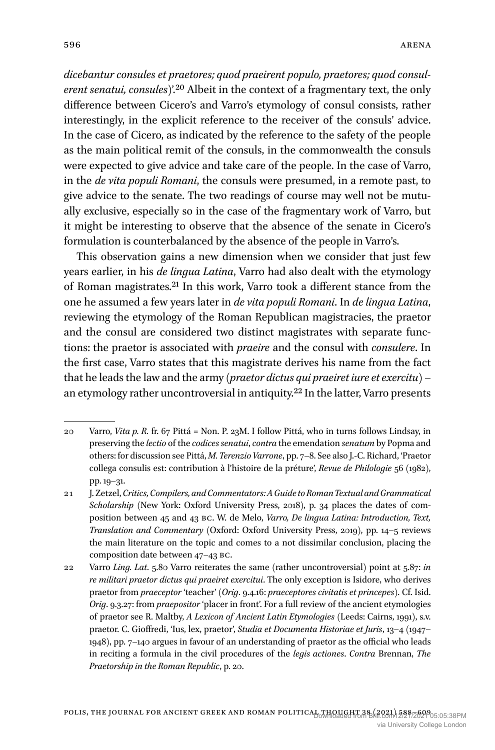*dicebantur consules et praetores; quod praeirent populo, praetores; quod consulerent senatui, consules*)'.[20] Albeit in the context of a fragmentary text, the only difference between Cicero's and Varro's etymology of consul consists, rather interestingly, in the explicit reference to the receiver of the consuls' advice. In the case of Cicero, as indicated by the reference to the safety of the people as the main political remit of the consuls, in the commonwealth the consuls were expected to give advice and take care of the people. In the case of Varro, in the *de vita populi Romani*, the consuls were presumed, in a remote past, to give advice to the senate. The two readings of course may well not be mutually exclusive, especially so in the case of the fragmentary work of Varro, but it might be interesting to observe that the absence of the senate in Cicero's formulation is counterbalanced by the absence of the people in Varro's.

This observation gains a new dimension when we consider that just few years earlier, in his *de lingua Latina*, Varro had also dealt with the etymology of Roman magistrates.[21] In this work, Varro took a different stance from the one he assumed a few years later in *de vita populi Romani*. In *de lingua Latina*, reviewing the etymology of the Roman Republican magistracies, the praetor and the consul are considered two distinct magistrates with separate functions: the praetor is associated with *praeire* and the consul with *consulere*. In the first case, Varro states that this magistrate derives his name from the fact that he leads the law and the army (*praetor dictus qui praeiret iure et exercitu*) – an etymology rather uncontroversial in antiquity.[22] In the latter, Varro presents

---

20 Varro, *Vita p. R.* fr. 67 Pittá = Non. P. 23M. I follow Pittá, who in turns follows Lindsay, in preserving the *lectio* of the *codices senatui*, *contra* the emendation *senatum* by Popma and others: for discussion see Pittá, *M. Terenzio Varrone*, pp. 7–8. See also J.-C. Richard, 'Praetor collega consulis est: contribution à l'histoire de la préture', *Revue de Philologie* 56 (1982), pp. 19–31.

21 J. Zetzel, *Critics, Compilers, and Commentators: A Guide to Roman Textual and Grammatical Scholarship* (New York: Oxford University Press, 2018), p. 34 places the dates of composition between 45 and 43 BC. W. de Melo, *Varro, De lingua Latina: Introduction, Text, Translation and Commentary* (Oxford: Oxford University Press, 2019), pp. 14–5 reviews the main literature on the topic and comes to a not dissimilar conclusion, placing the composition date between 47–43 BC.

22 Varro *Ling. Lat.* 5.80 Varro reiterates the same (rather uncontroversial) point at 5.87: *in re militari praetor dictus qui praeiret exercitui*. The only exception is Isidore, who derives praetor from *praeceptor* 'teacher' (*Orig*. 9.4.16: *praeceptores civitatis et principes*). Cf. Isid. *Orig*. 9.3.27: from *praepositor* 'placer in front'. For a full review of the ancient etymologies of praetor see R. Maltby, *A Lexicon of Ancient Latin Etymologies* (Leeds: Cairns, 1991), s.v. praetor. C. Gioffredi, 'Ius, lex, praetor', *Studia et Documenta Historiae et Juris*, 13–4 (1947–1948), pp. 7–140 argues in favour of an understanding of praetor as the official who leads in reciting a formula in the civil procedures of the *legis actiones*. *Contra* Brennan, *The Praetorship in the Roman Republic*, p. 20.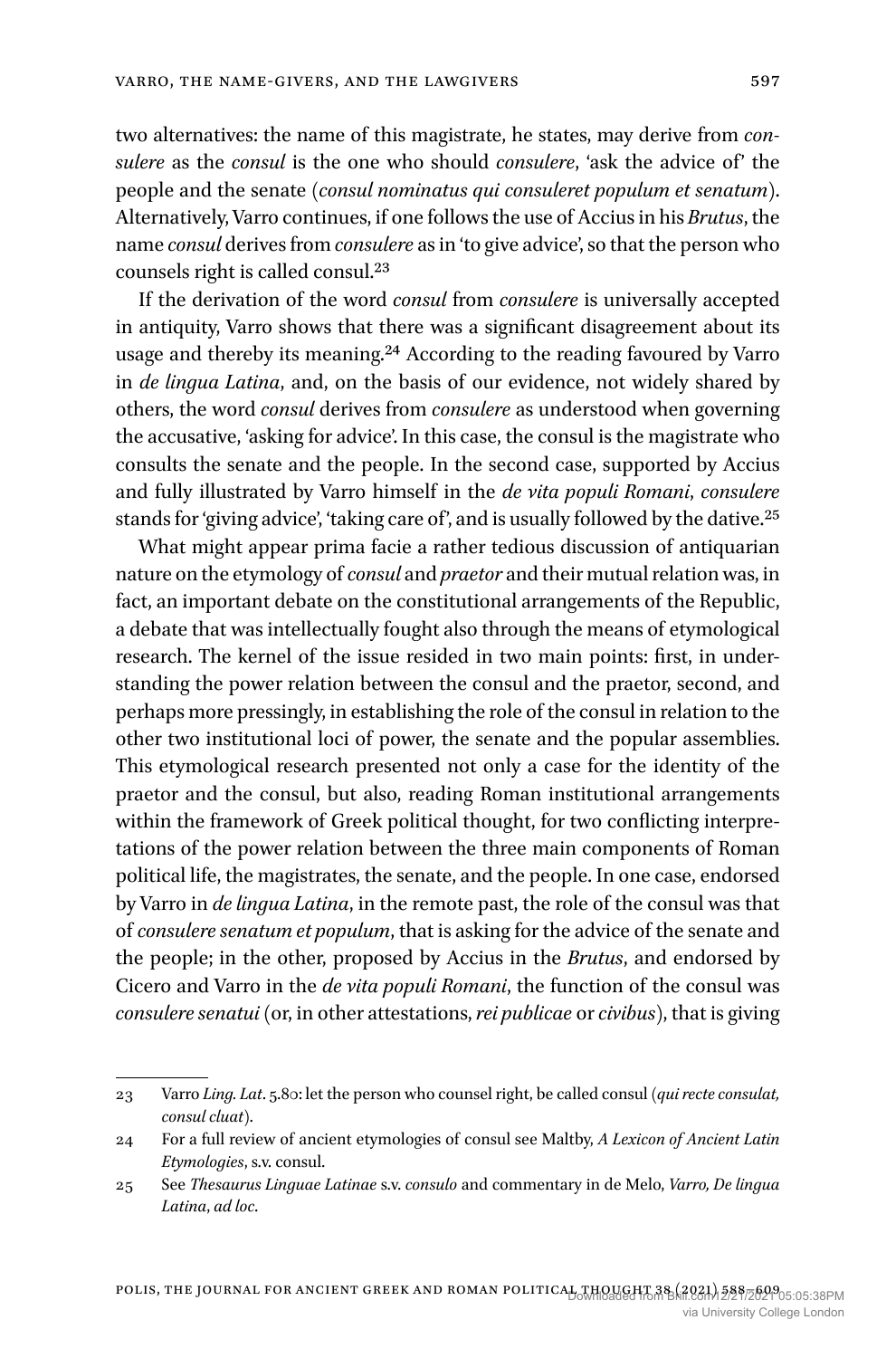two alternatives: the name of this magistrate, he states, may derive from *consulere* as the *consul* is the one who should *consulere*, 'ask the advice of' the people and the senate (*consul nominatus qui consuleret populum et senatum*). Alternatively, Varro continues, if one follows the use of Accius in his *Brutus*, the name *consul* derives from *consulere* as in 'to give advice', so that the person who counsels right is called consul.[23]

If the derivation of the word *consul* from *consulere* is universally accepted in antiquity, Varro shows that there was a significant disagreement about its usage and thereby its meaning.[24] According to the reading favoured by Varro in *de lingua Latina*, and, on the basis of our evidence, not widely shared by others, the word *consul* derives from *consulere* as understood when governing the accusative, 'asking for advice'. In this case, the consul is the magistrate who consults the senate and the people. In the second case, supported by Accius and fully illustrated by Varro himself in the *de vita populi Romani*, *consulere* stands for 'giving advice', 'taking care of', and is usually followed by the dative.[25]

What might appear prima facie a rather tedious discussion of antiquarian nature on the etymology of *consul* and *praetor* and their mutual relation was, in fact, an important debate on the constitutional arrangements of the Republic, a debate that was intellectually fought also through the means of etymological research. The kernel of the issue resided in two main points: first, in understanding the power relation between the consul and the praetor, second, and perhaps more pressingly, in establishing the role of the consul in relation to the other two institutional loci of power, the senate and the popular assemblies. This etymological research presented not only a case for the identity of the praetor and the consul, but also, reading Roman institutional arrangements within the framework of Greek political thought, for two conflicting interpretations of the power relation between the three main components of Roman political life, the magistrates, the senate, and the people. In one case, endorsed by Varro in *de lingua Latina*, in the remote past, the role of the consul was that of *consulere senatum et populum*, that is asking for the advice of the senate and the people; in the other, proposed by Accius in the *Brutus*, and endorsed by Cicero and Varro in the *de vita populi Romani*, the function of the consul was *consulere senatui* (or, in other attestations, *rei publicae* or *civibus*), that is giving

---

23 Varro *Ling. Lat*. 5.80: let the person who counsel right, be called consul (*qui recte consulat, consul cluat*).

24 For a full review of ancient etymologies of consul see Maltby, *A Lexicon of Ancient Latin Etymologies*, s.v. consul.

25 See *Thesaurus Linguae Latinae* s.v. *consulo* and commentary in de Melo, *Varro, De lingua Latina*, *ad loc*.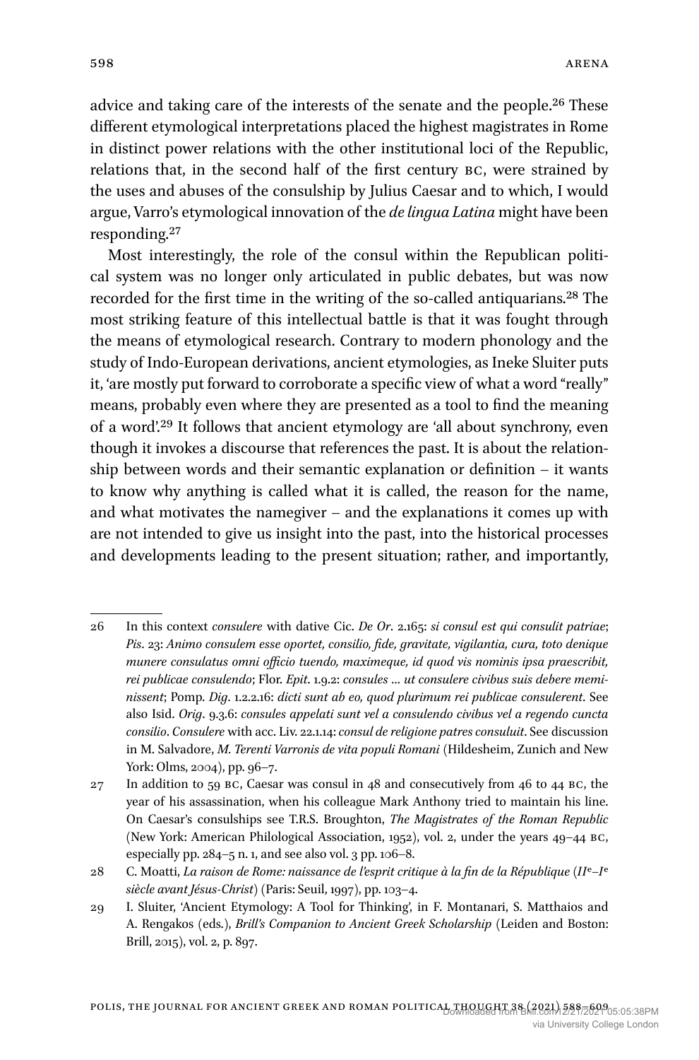advice and taking care of the interests of the senate and the people.[26] These different etymological interpretations placed the highest magistrates in Rome in distinct power relations with the other institutional loci of the Republic, relations that, in the second half of the first century BC, were strained by the uses and abuses of the consulship by Julius Caesar and to which, I would argue, Varro's etymological innovation of the *de lingua Latina* might have been responding.[27]

Most interestingly, the role of the consul within the Republican political system was no longer only articulated in public debates, but was now recorded for the first time in the writing of the so-called antiquarians.[28] The most striking feature of this intellectual battle is that it was fought through the means of etymological research. Contrary to modern phonology and the study of Indo-European derivations, ancient etymologies, as Ineke Sluiter puts it, 'are mostly put forward to corroborate a specific view of what a word "really" means, probably even where they are presented as a tool to find the meaning of a word'.[29] It follows that ancient etymology are 'all about synchrony, even though it invokes a discourse that references the past. It is about the relationship between words and their semantic explanation or definition – it wants to know why anything is called what it is called, the reason for the name, and what motivates the namegiver – and the explanations it comes up with are not intended to give us insight into the past, into the historical processes and developments leading to the present situation; rather, and importantly,

---

26 In this context *consulere* with dative Cic. *De Or*. 2.165: *si consul est qui consulit patriae*; *Pis*. 23: *Animo consulem esse oportet, consilio, fide, gravitate, vigilantia, cura, toto denique munere consulatus omni officio tuendo, maximeque, id quod vis nominis ipsa praescribit, rei publicae consulendo*; Flor. *Epit*. 1.9.2: *consules ... ut consulere civibus suis debere meminissent*; Pomp. *Dig*. 1.2.2.16: *dicti sunt ab eo, quod plurimum rei publicae consulerent*. See also Isid. *Orig*. 9.3.6: *consules appelati sunt vel a consulendo civibus vel a regendo cuncta consilio*. *Consulere* with acc. Liv. 22.1.14: *consul de religione patres consuluit*. See discussion in M. Salvadore, *M. Terenti Varronis de vita populi Romani* (Hildesheim, Zunich and New York: Olms, 2004), pp. 96–7.

27 In addition to 59 BC, Caesar was consul in 48 and consecutively from 46 to 44 BC, the year of his assassination, when his colleague Mark Anthony tried to maintain his line. On Caesar's consulships see T.R.S. Broughton, *The Magistrates of the Roman Republic* (New York: American Philological Association, 1952), vol. 2, under the years 49–44 BC, especially pp. 284–5 n. 1, and see also vol. 3 pp. 106–8.

28 C. Moatti, *La raison de Rome: naissance de l'esprit critique à la fin de la République (IIe–Ie siècle avant Jésus-Christ)* (Paris: Seuil, 1997), pp. 103–4.

29 I. Sluiter, 'Ancient Etymology: A Tool for Thinking', in F. Montanari, S. Matthaios and A. Rengakos (eds.), *Brill's Companion to Ancient Greek Scholarship* (Leiden and Boston: Brill, 2015), vol. 2, p. 897.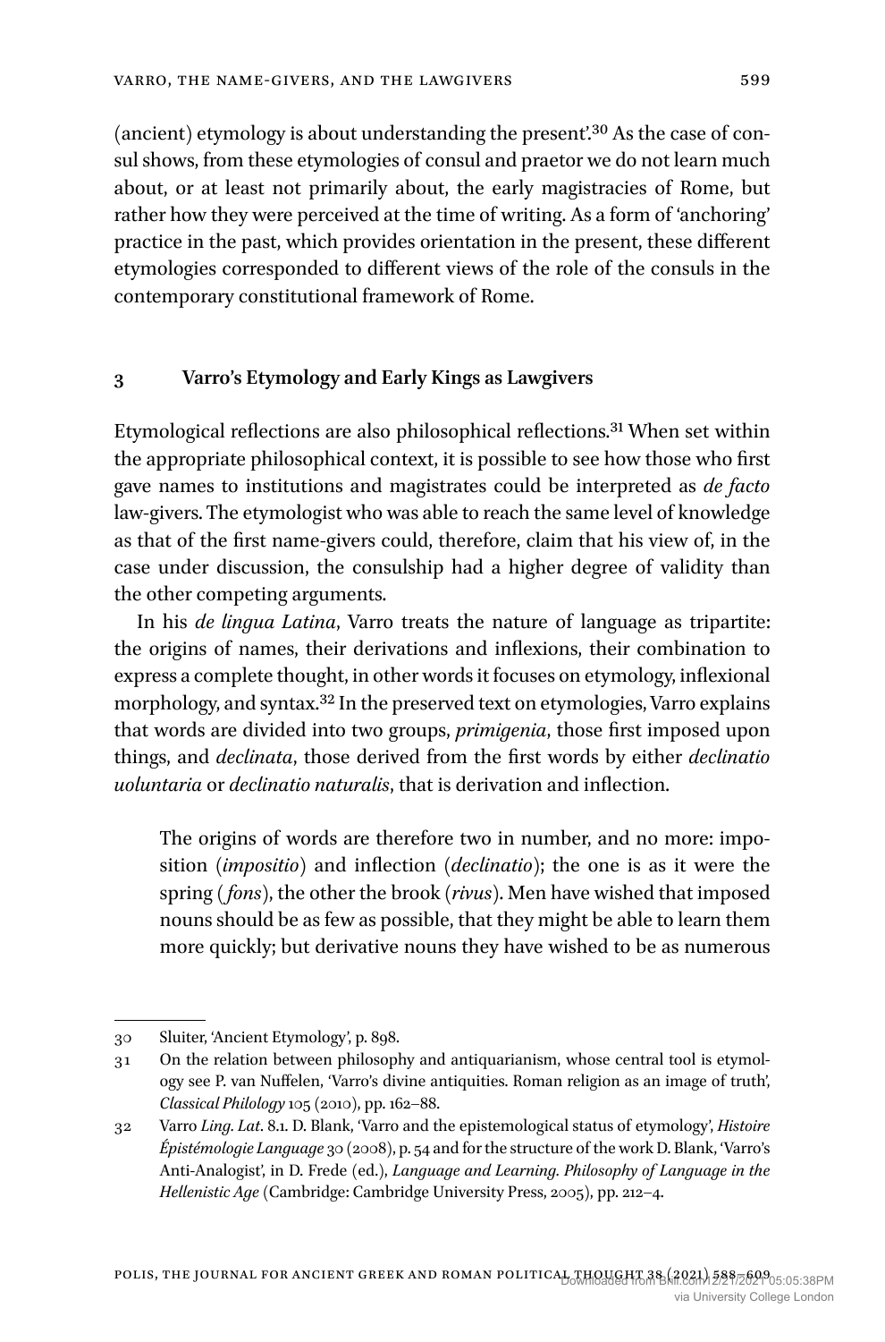(ancient) etymology is about understanding the present'.[30] As the case of consul shows, from these etymologies of consul and praetor we do not learn much about, or at least not primarily about, the early magistracies of Rome, but rather how they were perceived at the time of writing. As a form of 'anchoring' practice in the past, which provides orientation in the present, these different etymologies corresponded to different views of the role of the consuls in the contemporary constitutional framework of Rome.

## 3 Varro's Etymology and Early Kings as Lawgivers

Etymological reflections are also philosophical reflections.[31] When set within the appropriate philosophical context, it is possible to see how those who first gave names to institutions and magistrates could be interpreted as *de facto* law-givers. The etymologist who was able to reach the same level of knowledge as that of the first name-givers could, therefore, claim that his view of, in the case under discussion, the consulship had a higher degree of validity than the other competing arguments.

In his *de lingua Latina*, Varro treats the nature of language as tripartite: the origins of names, their derivations and inflexions, their combination to express a complete thought, in other words it focuses on etymology, inflexional morphology, and syntax.[32] In the preserved text on etymologies, Varro explains that words are divided into two groups, *primigenia*, those first imposed upon things, and *declinata*, those derived from the first words by either *declinatio uoluntaria* or *declinatio naturalis*, that is derivation and inflection.

> The origins of words are therefore two in number, and no more: imposition (*impositio*) and inflection (*declinatio*); the one is as it were the spring (*fons*), the other the brook (*rivus*). Men have wished that imposed nouns should be as few as possible, that they might be able to learn them more quickly; but derivative nouns they have wished to be as numerous

---

30 Sluiter, 'Ancient Etymology', p. 898.

31 On the relation between philosophy and antiquarianism, whose central tool is etymology see P. van Nuffelen, 'Varro's divine antiquities. Roman religion as an image of truth', *Classical Philology* 105 (2010), pp. 162–88.

32 Varro *Ling. Lat*. 8.1. D. Blank, 'Varro and the epistemological status of etymology', *Histoire Épistémologie Language* 30 (2008), p. 54 and for the structure of the work D. Blank, 'Varro's Anti-Analogist', in D. Frede (ed.), *Language and Learning. Philosophy of Language in the Hellenistic Age* (Cambridge: Cambridge University Press, 2005), pp. 212–4.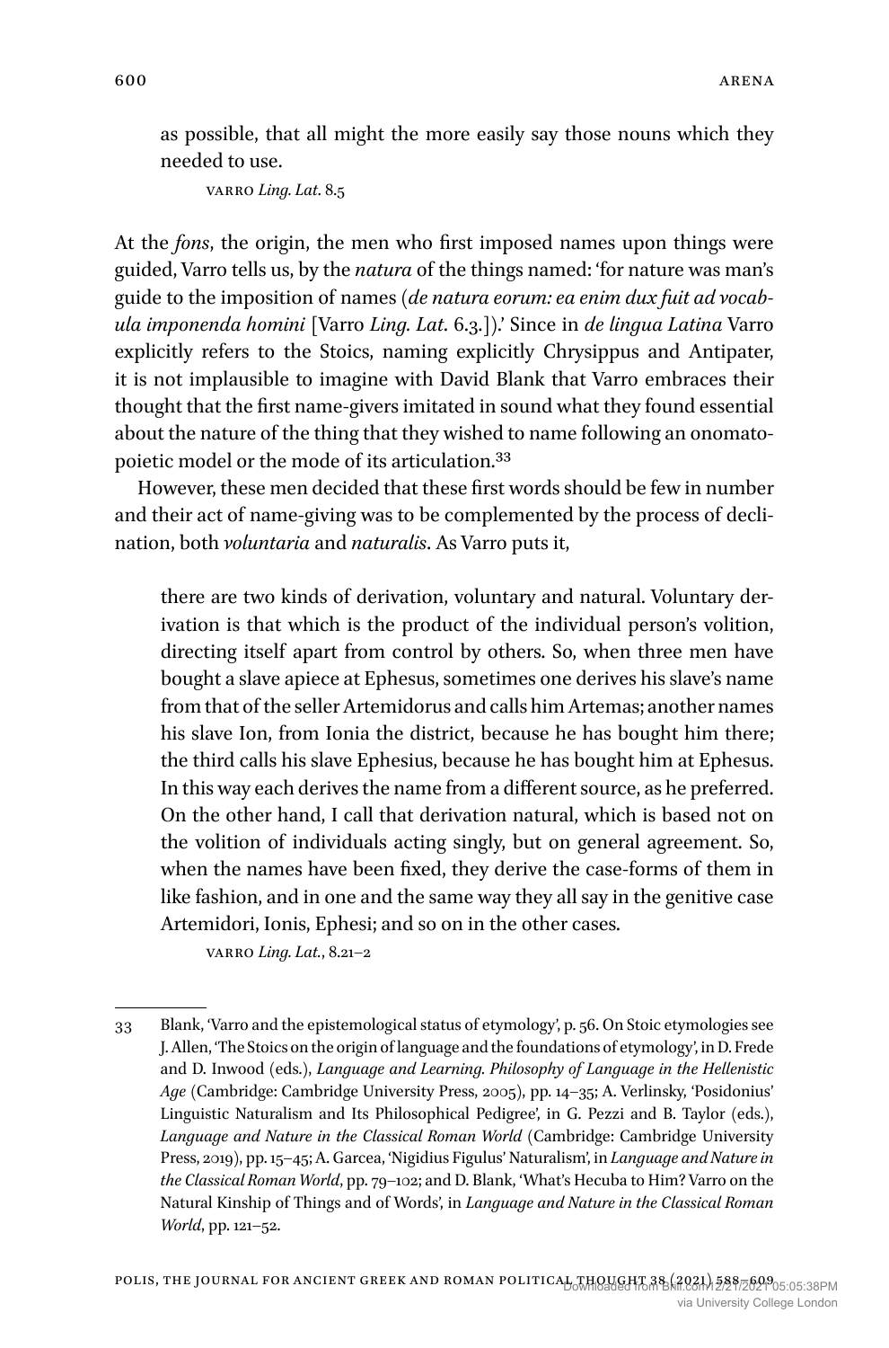as possible, that all might the more easily say those nouns which they needed to use.

VARRO *Ling. Lat.* 8.5

At the *fons*, the origin, the men who first imposed names upon things were guided, Varro tells us, by the *natura* of the things named: 'for nature was man's guide to the imposition of names (*de natura eorum: ea enim dux fuit ad vocabula imponenda homini* [Varro *Ling. Lat.* 6.3.]).' Since in *de lingua Latina* Varro explicitly refers to the Stoics, naming explicitly Chrysippus and Antipater, it is not implausible to imagine with David Blank that Varro embraces their thought that the first name-givers imitated in sound what they found essential about the nature of the thing that they wished to name following an onomatopoietic model or the mode of its articulation.[33]

However, these men decided that these first words should be few in number and their act of name-giving was to be complemented by the process of declination, both *voluntaria* and *naturalis*. As Varro puts it,

> there are two kinds of derivation, voluntary and natural. Voluntary derivation is that which is the product of the individual person's volition, directing itself apart from control by others. So, when three men have bought a slave apiece at Ephesus, sometimes one derives his slave's name from that of the seller Artemidorus and calls him Artemas; another names his slave Ion, from Ionia the district, because he has bought him there; the third calls his slave Ephesius, because he has bought him at Ephesus. In this way each derives the name from a different source, as he preferred. On the other hand, I call that derivation natural, which is based not on the volition of individuals acting singly, but on general agreement. So, when the names have been fixed, they derive the case-forms of them in like fashion, and in one and the same way they all say in the genitive case Artemidori, Ionis, Ephesi; and so on in the other cases.
>
> VARRO *Ling. Lat.*, 8.21–2

33 Blank, 'Varro and the epistemological status of etymology', p. 56. On Stoic etymologies see J. Allen, 'The Stoics on the origin of language and the foundations of etymology', in D. Frede and D. Inwood (eds.), *Language and Learning. Philosophy of Language in the Hellenistic Age* (Cambridge: Cambridge University Press, 2005), pp. 14–35; A. Verlinsky, 'Posidonius' Linguistic Naturalism and Its Philosophical Pedigree', in G. Pezzi and B. Taylor (eds.), *Language and Nature in the Classical Roman World* (Cambridge: Cambridge University Press, 2019), pp. 15–45; A. Garcea, 'Nigidius Figulus' Naturalism', in *Language and Nature in the Classical Roman World*, pp. 79–102; and D. Blank, 'What's Hecuba to Him? Varro on the Natural Kinship of Things and of Words', in *Language and Nature in the Classical Roman World*, pp. 121–52.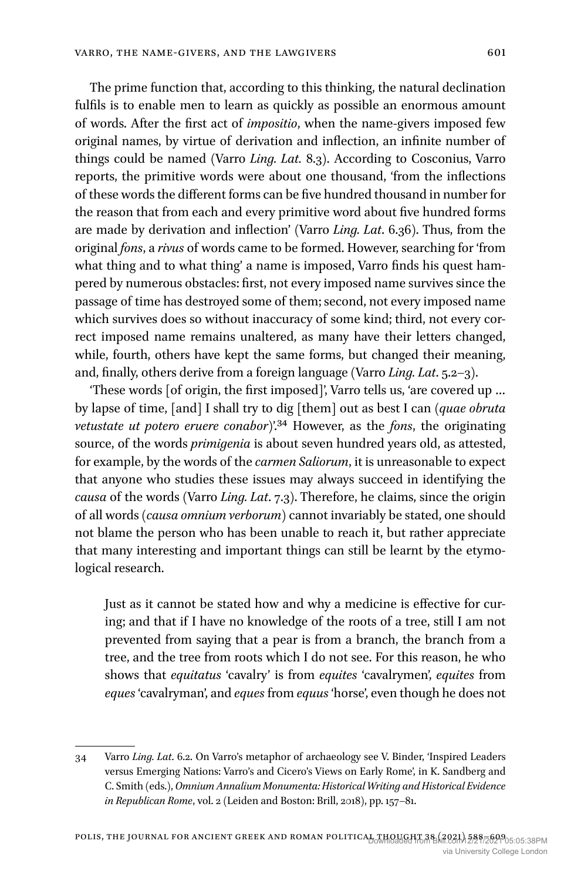The prime function that, according to this thinking, the natural declination fulfils is to enable men to learn as quickly as possible an enormous amount of words. After the first act of *impositio*, when the name-givers imposed few original names, by virtue of derivation and inflection, an infinite number of things could be named (Varro *Ling. Lat.* 8.3). According to Cosconius, Varro reports, the primitive words were about one thousand, 'from the inflections of these words the different forms can be five hundred thousand in number for the reason that from each and every primitive word about five hundred forms are made by derivation and inflection' (Varro *Ling. Lat*. 6.36). Thus, from the original *fons*, a *rivus* of words came to be formed. However, searching for 'from what thing and to what thing' a name is imposed, Varro finds his quest hampered by numerous obstacles: first, not every imposed name survives since the passage of time has destroyed some of them; second, not every imposed name which survives does so without inaccuracy of some kind; third, not every correct imposed name remains unaltered, as many have their letters changed, while, fourth, others have kept the same forms, but changed their meaning, and, finally, others derive from a foreign language (Varro *Ling. Lat*. 5.2–3).

'These words [of origin, the first imposed]', Varro tells us, 'are covered up … by lapse of time, [and] I shall try to dig [them] out as best I can (*quae obruta vetustate ut potero eruere conabor*)'.[34] However, as the *fons*, the originating source, of the words *primigenia* is about seven hundred years old, as attested, for example, by the words of the *carmen Saliorum*, it is unreasonable to expect that anyone who studies these issues may always succeed in identifying the *causa* of the words (Varro *Ling. Lat*. 7.3). Therefore, he claims, since the origin of all words (*causa omnium verborum*) cannot invariably be stated, one should not blame the person who has been unable to reach it, but rather appreciate that many interesting and important things can still be learnt by the etymological research.

> Just as it cannot be stated how and why a medicine is effective for curing; and that if I have no knowledge of the roots of a tree, still I am not prevented from saying that a pear is from a branch, the branch from a tree, and the tree from roots which I do not see. For this reason, he who shows that *equitatus* 'cavalry' is from *equites* 'cavalrymen', *equites* from *eques* 'cavalryman', and *eques* from *equus* 'horse', even though he does not

34 Varro *Ling. Lat.* 6.2. On Varro's metaphor of archaeology see V. Binder, 'Inspired Leaders versus Emerging Nations: Varro's and Cicero's Views on Early Rome', in K. Sandberg and C. Smith (eds.), *Omnium Annalium Monumenta: Historical Writing and Historical Evidence in Republican Rome*, vol. 2 (Leiden and Boston: Brill, 2018), pp. 157–81.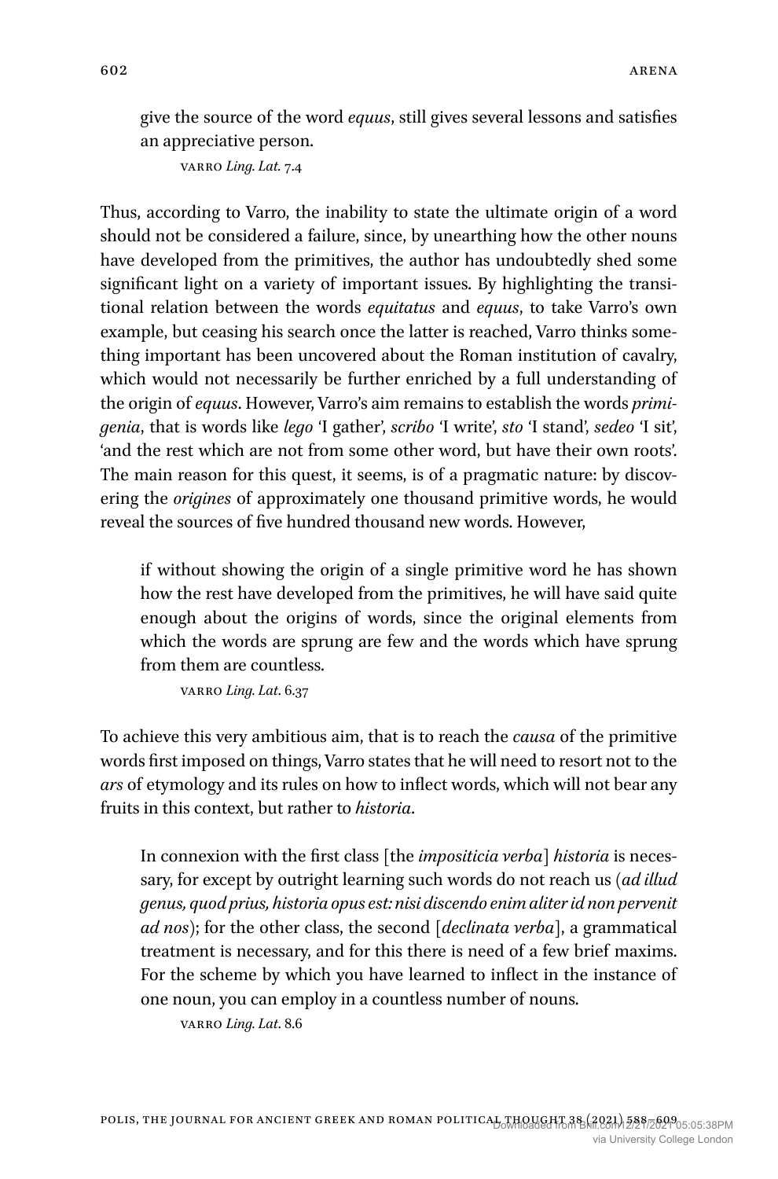give the source of the word *equus*, still gives several lessons and satisfies an appreciative person.

> VARRO *Ling. Lat.* 7.4

Thus, according to Varro, the inability to state the ultimate origin of a word should not be considered a failure, since, by unearthing how the other nouns have developed from the primitives, the author has undoubtedly shed some significant light on a variety of important issues. By highlighting the transitional relation between the words *equitatus* and *equus*, to take Varro's own example, but ceasing his search once the latter is reached, Varro thinks something important has been uncovered about the Roman institution of cavalry, which would not necessarily be further enriched by a full understanding of the origin of *equus*. However, Varro's aim remains to establish the words *primigenia*, that is words like *lego* 'I gather', *scribo* 'I write', *sto* 'I stand', *sedeo* 'I sit', 'and the rest which are not from some other word, but have their own roots'. The main reason for this quest, it seems, is of a pragmatic nature: by discovering the *origines* of approximately one thousand primitive words, he would reveal the sources of five hundred thousand new words. However,

> if without showing the origin of a single primitive word he has shown how the rest have developed from the primitives, he will have said quite enough about the origins of words, since the original elements from which the words are sprung are few and the words which have sprung from them are countless.
>
> VARRO *Ling. Lat.* 6.37

To achieve this very ambitious aim, that is to reach the *causa* of the primitive words first imposed on things, Varro states that he will need to resort not to the *ars* of etymology and its rules on how to inflect words, which will not bear any fruits in this context, but rather to *historia*.

> In connexion with the first class [the *impositicia verba*] *historia* is necessary, for except by outright learning such words do not reach us (*ad illud genus, quod prius, historia opus est: nisi discendo enim aliter id non pervenit ad nos*); for the other class, the second [*declinata verba*], a grammatical treatment is necessary, and for this there is need of a few brief maxims. For the scheme by which you have learned to inflect in the instance of one noun, you can employ in a countless number of nouns.
>
> VARRO *Ling. Lat.* 8.6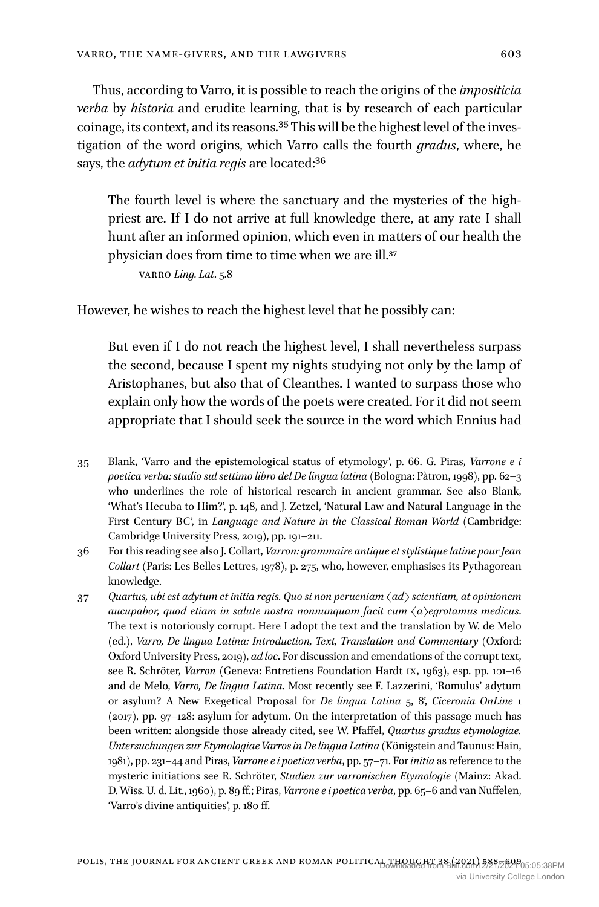Thus, according to Varro, it is possible to reach the origins of the *impositicia verba* by *historia* and erudite learning, that is by research of each particular coinage, its context, and its reasons.[35] This will be the highest level of the investigation of the word origins, which Varro calls the fourth *gradus*, where, he says, the *adytum et initia regis* are located:[36]

> The fourth level is where the sanctuary and the mysteries of the high-priest are. If I do not arrive at full knowledge there, at any rate I shall hunt after an informed opinion, which even in matters of our health the physician does from time to time when we are ill.[37]
>
> VARRO *Ling. Lat*. 5.8

However, he wishes to reach the highest level that he possibly can:

> But even if I do not reach the highest level, I shall nevertheless surpass the second, because I spent my nights studying not only by the lamp of Aristophanes, but also that of Cleanthes. I wanted to surpass those who explain only how the words of the poets were created. For it did not seem appropriate that I should seek the source in the word which Ennius had

---

35 Blank, 'Varro and the epistemological status of etymology', p. 66. G. Piras, *Varrone e i poetica verba: studio sul settimo libro del De lingua latina* (Bologna: Pàtron, 1998), pp. 62–3 who underlines the role of historical research in ancient grammar. See also Blank, 'What's Hecuba to Him?', p. 148, and J. Zetzel, 'Natural Law and Natural Language in the First Century BC', in *Language and Nature in the Classical Roman World* (Cambridge: Cambridge University Press, 2019), pp. 191–211.

36 For this reading see also J. Collart, *Varron: grammaire antique et stylistique latine pour Jean Collart* (Paris: Les Belles Lettres, 1978), p. 275, who, however, emphasises its Pythagorean knowledge.

37 *Quartus, ubi est adytum et initia regis. Quo si non perueniam ⟨ad⟩ scientiam, at opinionem aucupabor, quod etiam in salute nostra nonnunquam facit cum ⟨a⟩egrotamus medicus*. The text is notoriously corrupt. Here I adopt the text and the translation by W. de Melo (ed.), *Varro, De lingua Latina: Introduction, Text, Translation and Commentary* (Oxford: Oxford University Press, 2019), *ad loc*. For discussion and emendations of the corrupt text, see R. Schröter, *Varron* (Geneva: Entretiens Foundation Hardt IX, 1963), esp. pp. 101–16 and de Melo, *Varro, De lingua Latina*. Most recently see F. Lazzerini, 'Romulus' adytum or asylum? A New Exegetical Proposal for *De lingua Latina* 5, 8', *Ciceronia OnLine* 1 (2017), pp. 97–128: asylum for adytum. On the interpretation of this passage much has been written: alongside those already cited, see W. Pfaffel, *Quartus gradus etymologiae. Untersuchungen zur Etymologiae Varros in De lingua Latina* (Königstein and Taunus: Hain, 1981), pp. 231–44 and Piras, *Varrone e i poetica verba*, pp. 57–71. For *initia* as reference to the mysteric initiations see R. Schröter, *Studien zur varronischen Etymologie* (Mainz: Akad. D. Wiss. U. d. Lit., 1960), p. 89 ff.; Piras, *Varrone e i poetica verba*, pp. 65–6 and van Nuffelen, 'Varro's divine antiquities', p. 180 ff.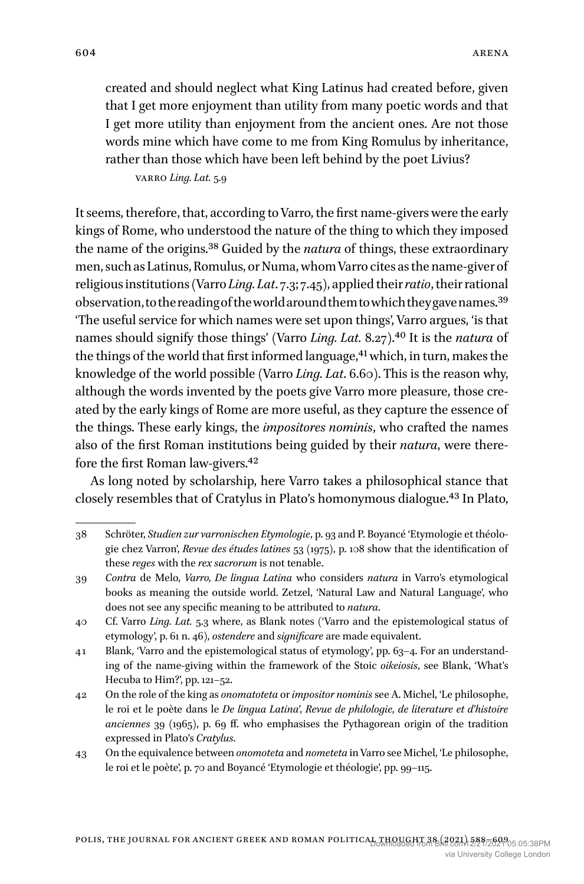> created and should neglect what King Latinus had created before, given that I get more enjoyment than utility from many poetic words and that I get more utility than enjoyment from the ancient ones. Are not those words mine which have come to me from King Romulus by inheritance, rather than those which have been left behind by the poet Livius?
>
> VARRO *Ling. Lat.* 5.9

It seems, therefore, that, according to Varro, the first name-givers were the early kings of Rome, who understood the nature of the thing to which they imposed the name of the origins.[38] Guided by the *natura* of things, these extraordinary men, such as Latinus, Romulus, or Numa, whom Varro cites as the name-giver of religious institutions (Varro *Ling. Lat*. 7.3; 7.45), applied their *ratio*, their rational observation, to the reading of the world around them to which they gave names.[39] 'The useful service for which names were set upon things', Varro argues, 'is that names should signify those things' (Varro *Ling. Lat.* 8.27).[40] It is the *natura* of the things of the world that first informed language,[41] which, in turn, makes the knowledge of the world possible (Varro *Ling. Lat*. 6.60). This is the reason why, although the words invented by the poets give Varro more pleasure, those created by the early kings of Rome are more useful, as they capture the essence of the things. These early kings, the *impositores nominis*, who crafted the names also of the first Roman institutions being guided by their *natura*, were therefore the first Roman law-givers.[42]

As long noted by scholarship, here Varro takes a philosophical stance that closely resembles that of Cratylus in Plato's homonymous dialogue.[43] In Plato,

---

38 Schröter, *Studien zur varronischen Etymologie*, p. 93 and P. Boyancé 'Etymologie et théologie chez Varron', *Revue des études latines* 53 (1975), p. 108 show that the identification of these *reges* with the *rex sacrorum* is not tenable.

39 *Contra* de Melo, *Varro, De lingua Latina* who considers *natura* in Varro's etymological books as meaning the outside world. Zetzel, 'Natural Law and Natural Language', who does not see any specific meaning to be attributed to *natura*.

40 Cf. Varro *Ling. Lat.* 5.3 where, as Blank notes ('Varro and the epistemological status of etymology', p. 61 n. 46), *ostendere* and *significare* are made equivalent.

41 Blank, 'Varro and the epistemological status of etymology', pp. 63–4. For an understanding of the name-giving within the framework of the Stoic *oikeiosis*, see Blank, 'What's Hecuba to Him?', pp. 121–52.

42 On the role of the king as *onomatoteta* or *impositor nominis* see A. Michel, 'Le philosophe, le roi et le poète dans le *De lingua Latina*', *Revue de philologie, de literature et d'histoire anciennes* 39 (1965), p. 69 ff. who emphasises the Pythagorean origin of the tradition expressed in Plato's *Cratylus*.

43 On the equivalence between *onomoteta* and *nometeta* in Varro see Michel, 'Le philosophe, le roi et le poète', p. 70 and Boyancé 'Etymologie et théologie', pp. 99–115.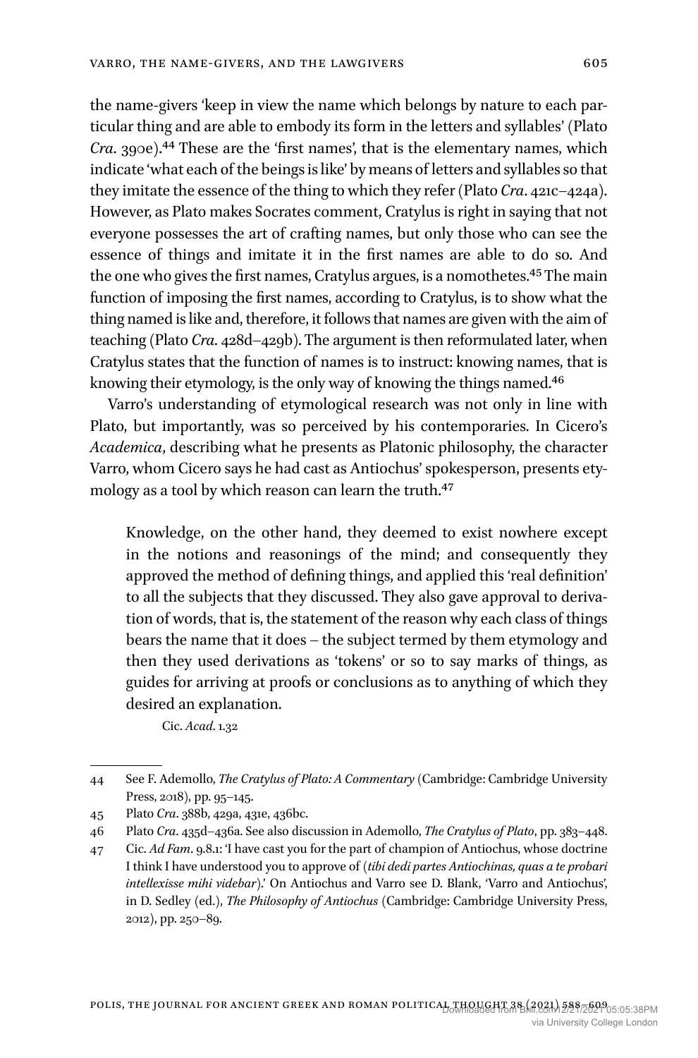the name-givers 'keep in view the name which belongs by nature to each particular thing and are able to embody its form in the letters and syllables' (Plato *Cra*. 390e).[44] These are the 'first names', that is the elementary names, which indicate 'what each of the beings is like' by means of letters and syllables so that they imitate the essence of the thing to which they refer (Plato *Cra*. 421c–424a). However, as Plato makes Socrates comment, Cratylus is right in saying that not everyone possesses the art of crafting names, but only those who can see the essence of things and imitate it in the first names are able to do so. And the one who gives the first names, Cratylus argues, is a nomothetes.[45] The main function of imposing the first names, according to Cratylus, is to show what the thing named is like and, therefore, it follows that names are given with the aim of teaching (Plato *Cra*. 428d–429b). The argument is then reformulated later, when Cratylus states that the function of names is to instruct: knowing names, that is knowing their etymology, is the only way of knowing the things named.[46]

Varro's understanding of etymological research was not only in line with Plato, but importantly, was so perceived by his contemporaries. In Cicero's *Academica*, describing what he presents as Platonic philosophy, the character Varro, whom Cicero says he had cast as Antiochus' spokesperson, presents etymology as a tool by which reason can learn the truth.[47]

> Knowledge, on the other hand, they deemed to exist nowhere except in the notions and reasonings of the mind; and consequently they approved the method of defining things, and applied this 'real definition' to all the subjects that they discussed. They also gave approval to derivation of words, that is, the statement of the reason why each class of things bears the name that it does – the subject termed by them etymology and then they used derivations as 'tokens' or so to say marks of things, as guides for arriving at proofs or conclusions as to anything of which they desired an explanation.
>
> Cic. *Acad*. 1.32

---

44 See F. Ademollo, *The Cratylus of Plato: A Commentary* (Cambridge: Cambridge University Press, 2018), pp. 95–145.

45 Plato *Cra*. 388b, 429a, 431e, 436bc.

46 Plato *Cra*. 435d–436a. See also discussion in Ademollo, *The Cratylus of Plato*, pp. 383–448.

47 Cic. *Ad Fam*. 9.8.1: 'I have cast you for the part of champion of Antiochus, whose doctrine I think I have understood you to approve of (*tibi dedi partes Antiochinas, quas a te probari intellexisse mihi videbar*).' On Antiochus and Varro see D. Blank, 'Varro and Antiochus', in D. Sedley (ed.), *The Philosophy of Antiochus* (Cambridge: Cambridge University Press, 2012), pp. 250–89.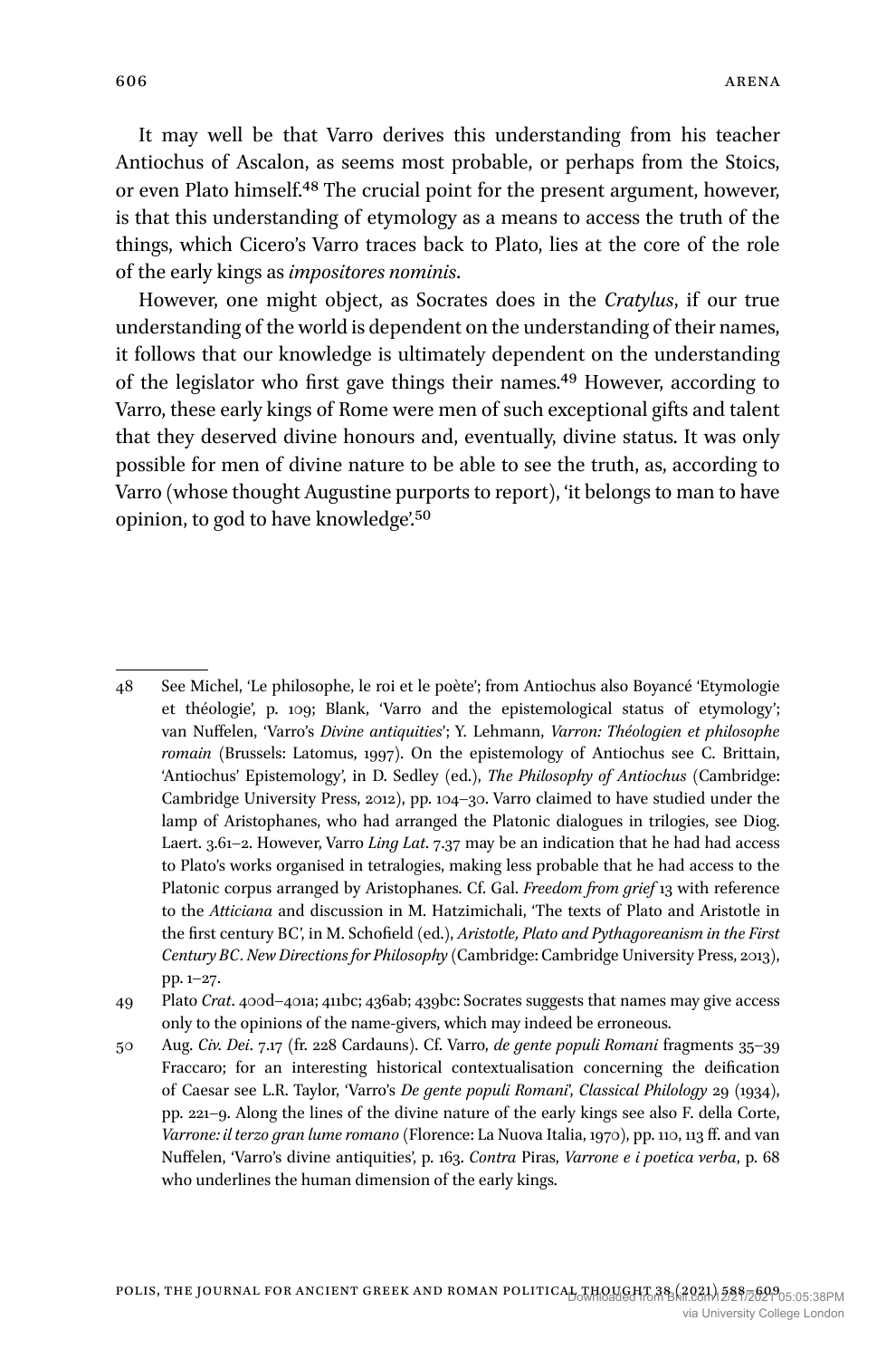It may well be that Varro derives this understanding from his teacher Antiochus of Ascalon, as seems most probable, or perhaps from the Stoics, or even Plato himself.[48] The crucial point for the present argument, however, is that this understanding of etymology as a means to access the truth of the things, which Cicero's Varro traces back to Plato, lies at the core of the role of the early kings as *impositores nominis*.

However, one might object, as Socrates does in the *Cratylus*, if our true understanding of the world is dependent on the understanding of their names, it follows that our knowledge is ultimately dependent on the understanding of the legislator who first gave things their names.[49] However, according to Varro, these early kings of Rome were men of such exceptional gifts and talent that they deserved divine honours and, eventually, divine status. It was only possible for men of divine nature to be able to see the truth, as, according to Varro (whose thought Augustine purports to report), 'it belongs to man to have opinion, to god to have knowledge'.[50]

---

48 See Michel, 'Le philosophe, le roi et le poète'; from Antiochus also Boyancé 'Etymologie et théologie', p. 109; Blank, 'Varro and the epistemological status of etymology'; van Nuffelen, 'Varro's *Divine antiquities*'; Y. Lehmann, *Varron: Théologien et philosophe romain* (Brussels: Latomus, 1997). On the epistemology of Antiochus see C. Brittain, 'Antiochus' Epistemology', in D. Sedley (ed.), *The Philosophy of Antiochus* (Cambridge: Cambridge University Press, 2012), pp. 104–30. Varro claimed to have studied under the lamp of Aristophanes, who had arranged the Platonic dialogues in trilogies, see Diog. Laert. 3.61–2. However, Varro *Ling Lat*. 7.37 may be an indication that he had had access to Plato's works organised in tetralogies, making less probable that he had access to the Platonic corpus arranged by Aristophanes. Cf. Gal. *Freedom from grief* 13 with reference to the *Atticiana* and discussion in M. Hatzimichali, 'The texts of Plato and Aristotle in the first century BC', in M. Schofield (ed.), *Aristotle, Plato and Pythagoreanism in the First Century BC*. *New Directions for Philosophy* (Cambridge: Cambridge University Press, 2013), pp. 1–27.

49 Plato *Crat*. 400d–401a; 411bc; 436ab; 439bc: Socrates suggests that names may give access only to the opinions of the name-givers, which may indeed be erroneous.

50 Aug. *Civ. Dei*. 7.17 (fr. 228 Cardauns). Cf. Varro, *de gente populi Romani* fragments 35–39 Fraccaro; for an interesting historical contextualisation concerning the deification of Caesar see L.R. Taylor, 'Varro's *De gente populi Romani*', *Classical Philology* 29 (1934), pp. 221–9. Along the lines of the divine nature of the early kings see also F. della Corte, *Varrone: il terzo gran lume romano* (Florence: La Nuova Italia, 1970), pp. 110, 113 ff. and van Nuffelen, 'Varro's divine antiquities', p. 163. *Contra* Piras, *Varrone e i poetica verba*, p. 68 who underlines the human dimension of the early kings.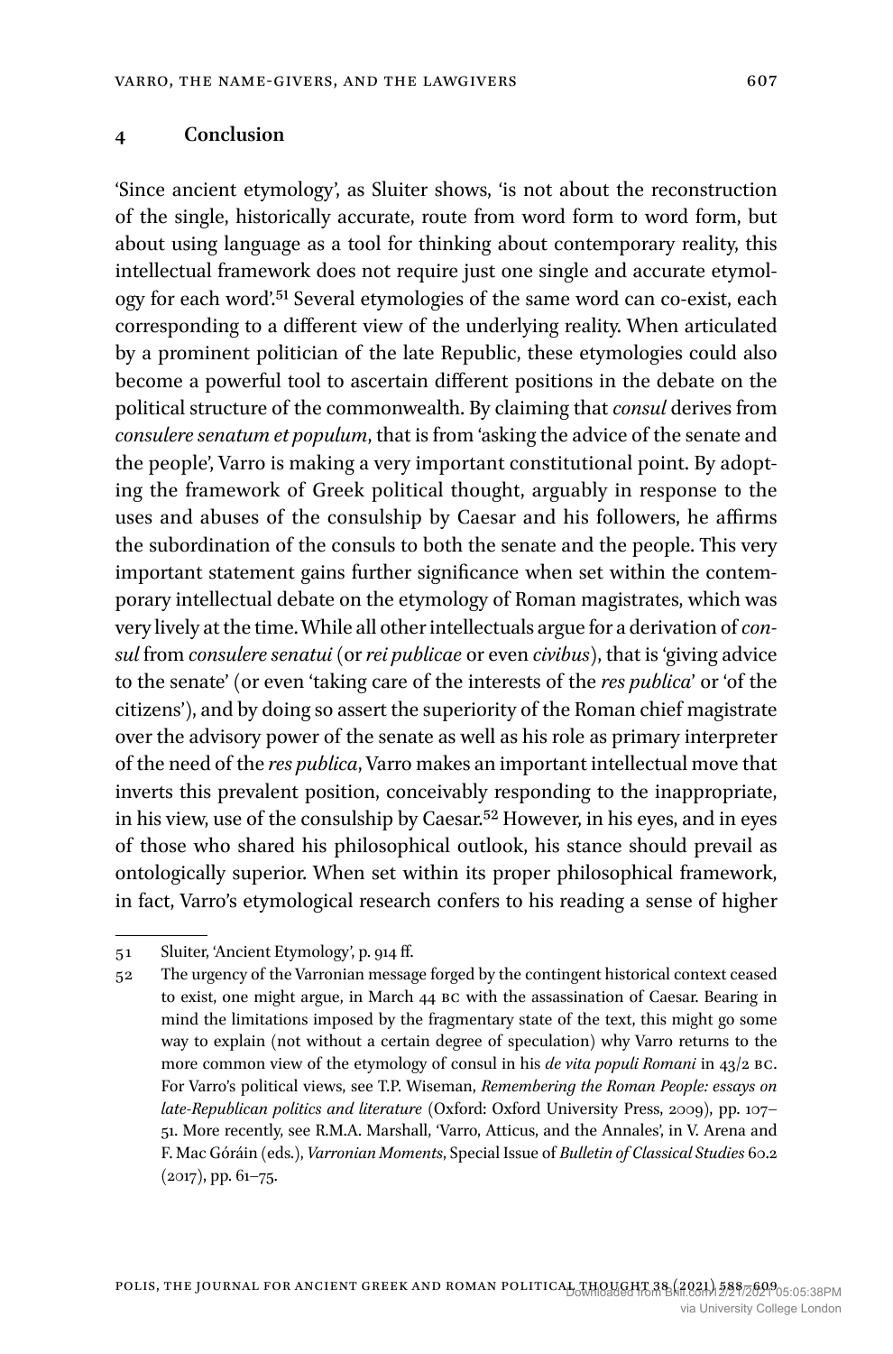## 4 Conclusion

'Since ancient etymology', as Sluiter shows, 'is not about the reconstruction of the single, historically accurate, route from word form to word form, but about using language as a tool for thinking about contemporary reality, this intellectual framework does not require just one single and accurate etymology for each word'.[51] Several etymologies of the same word can co-exist, each corresponding to a different view of the underlying reality. When articulated by a prominent politician of the late Republic, these etymologies could also become a powerful tool to ascertain different positions in the debate on the political structure of the commonwealth. By claiming that *consul* derives from *consulere senatum et populum*, that is from 'asking the advice of the senate and the people', Varro is making a very important constitutional point. By adopting the framework of Greek political thought, arguably in response to the uses and abuses of the consulship by Caesar and his followers, he affirms the subordination of the consuls to both the senate and the people. This very important statement gains further significance when set within the contemporary intellectual debate on the etymology of Roman magistrates, which was very lively at the time. While all other intellectuals argue for a derivation of *consul* from *consulere senatui* (or *rei publicae* or even *civibus*), that is 'giving advice to the senate' (or even 'taking care of the interests of the *res publica*' or 'of the citizens'), and by doing so assert the superiority of the Roman chief magistrate over the advisory power of the senate as well as his role as primary interpreter of the need of the *res publica*, Varro makes an important intellectual move that inverts this prevalent position, conceivably responding to the inappropriate, in his view, use of the consulship by Caesar.[52] However, in his eyes, and in eyes of those who shared his philosophical outlook, his stance should prevail as ontologically superior. When set within its proper philosophical framework, in fact, Varro's etymological research confers to his reading a sense of higher

---

51 Sluiter, 'Ancient Etymology', p. 914 ff.

52 The urgency of the Varronian message forged by the contingent historical context ceased to exist, one might argue, in March 44 BC with the assassination of Caesar. Bearing in mind the limitations imposed by the fragmentary state of the text, this might go some way to explain (not without a certain degree of speculation) why Varro returns to the more common view of the etymology of consul in his *de vita populi Romani* in 43/2 BC. For Varro's political views, see T.P. Wiseman, *Remembering the Roman People: essays on late-Republican politics and literature* (Oxford: Oxford University Press, 2009), pp. 107–51. More recently, see R.M.A. Marshall, 'Varro, Atticus, and the Annales', in V. Arena and F. Mac Góráin (eds.), *Varronian Moments*, Special Issue of *Bulletin of Classical Studies* 60.2 (2017), pp. 61–75.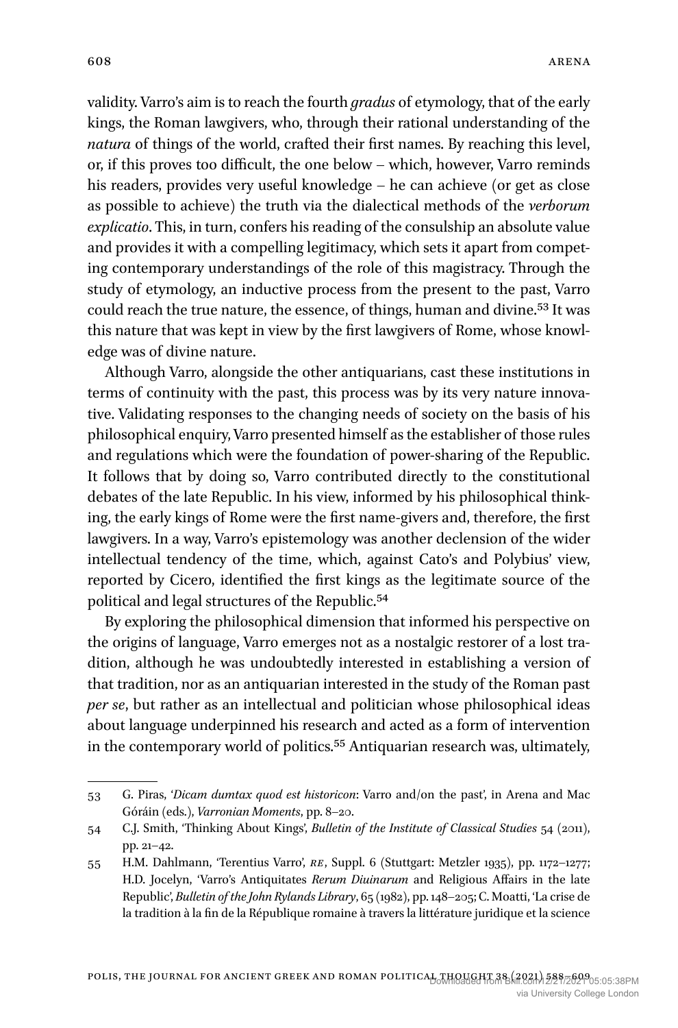validity. Varro's aim is to reach the fourth *gradus* of etymology, that of the early kings, the Roman lawgivers, who, through their rational understanding of the *natura* of things of the world, crafted their first names. By reaching this level, or, if this proves too difficult, the one below – which, however, Varro reminds his readers, provides very useful knowledge – he can achieve (or get as close as possible to achieve) the truth via the dialectical methods of the *verborum explicatio*. This, in turn, confers his reading of the consulship an absolute value and provides it with a compelling legitimacy, which sets it apart from competing contemporary understandings of the role of this magistracy. Through the study of etymology, an inductive process from the present to the past, Varro could reach the true nature, the essence, of things, human and divine.[53] It was this nature that was kept in view by the first lawgivers of Rome, whose knowledge was of divine nature.

Although Varro, alongside the other antiquarians, cast these institutions in terms of continuity with the past, this process was by its very nature innovative. Validating responses to the changing needs of society on the basis of his philosophical enquiry, Varro presented himself as the establisher of those rules and regulations which were the foundation of power-sharing of the Republic. It follows that by doing so, Varro contributed directly to the constitutional debates of the late Republic. In his view, informed by his philosophical thinking, the early kings of Rome were the first name-givers and, therefore, the first lawgivers. In a way, Varro's epistemology was another declension of the wider intellectual tendency of the time, which, against Cato's and Polybius' view, reported by Cicero, identified the first kings as the legitimate source of the political and legal structures of the Republic.[54]

By exploring the philosophical dimension that informed his perspective on the origins of language, Varro emerges not as a nostalgic restorer of a lost tradition, although he was undoubtedly interested in establishing a version of that tradition, nor as an antiquarian interested in the study of the Roman past *per se*, but rather as an intellectual and politician whose philosophical ideas about language underpinned his research and acted as a form of intervention in the contemporary world of politics.[55] Antiquarian research was, ultimately,

---

53 G. Piras, '*Dicam dumtax quod est historicon*: Varro and/on the past', in Arena and Mac Góráin (eds.), *Varronian Moments*, pp. 8–20.

54 C.J. Smith, 'Thinking About Kings', *Bulletin of the Institute of Classical Studies* 54 (2011), pp. 21–42.

55 H.M. Dahlmann, 'Terentius Varro', *RE*, Suppl. 6 (Stuttgart: Metzler 1935), pp. 1172–1277; H.D. Jocelyn, 'Varro's Antiquitates *Rerum Diuinarum* and Religious Affairs in the late Republic', *Bulletin of the John Rylands Library*, 65 (1982), pp. 148–205; C. Moatti, 'La crise de la tradition à la fin de la République romaine à travers la littérature juridique et la science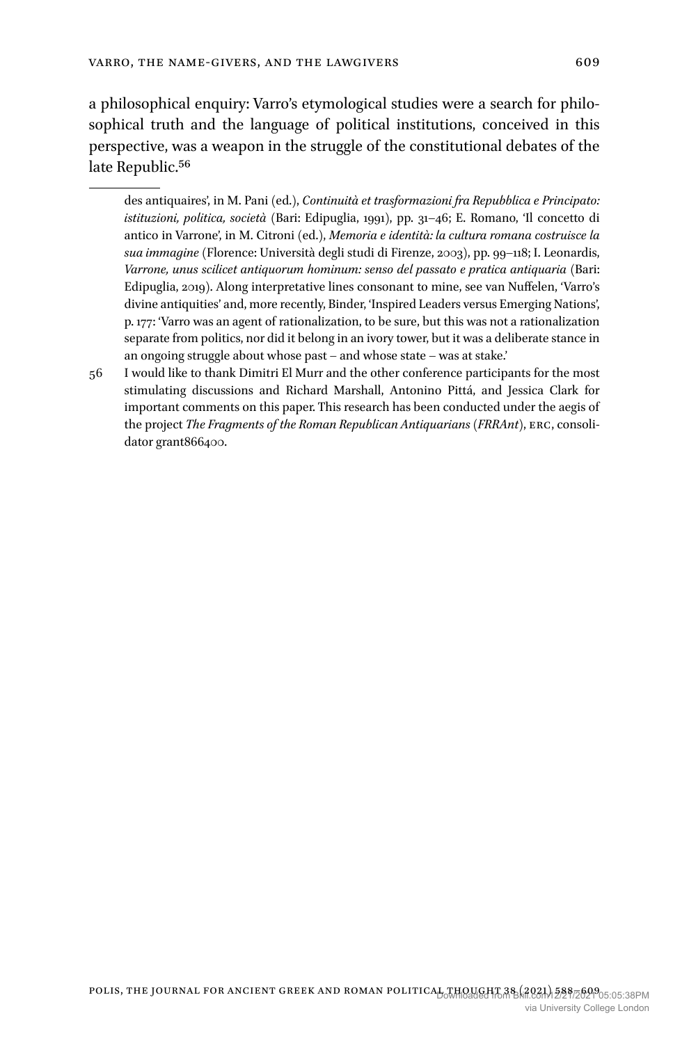a philosophical enquiry: Varro's etymological studies were a search for philosophical truth and the language of political institutions, conceived in this perspective, was a weapon in the struggle of the constitutional debates of the late Republic.[56]

des antiquaires', in M. Pani (ed.), *Continuità et trasformazioni fra Repubblica e Principato: istituzioni, politica, società* (Bari: Edipuglia, 1991), pp. 31–46; E. Romano, 'Il concetto di antico in Varrone', in M. Citroni (ed.), *Memoria e identità: la cultura romana costruisce la sua immagine* (Florence: Università degli studi di Firenze, 2003), pp. 99–118; I. Leonardis, *Varrone, unus scilicet antiquorum hominum: senso del passato e pratica antiquaria* (Bari: Edipuglia, 2019). Along interpretative lines consonant to mine, see van Nuffelen, 'Varro's divine antiquities' and, more recently, Binder, 'Inspired Leaders versus Emerging Nations', p. 177: 'Varro was an agent of rationalization, to be sure, but this was not a rationalization separate from politics, nor did it belong in an ivory tower, but it was a deliberate stance in an ongoing struggle about whose past – and whose state – was at stake.'

56 I would like to thank Dimitri El Murr and the other conference participants for the most stimulating discussions and Richard Marshall, Antonino Pittá, and Jessica Clark for important comments on this paper. This research has been conducted under the aegis of the project *The Fragments of the Roman Republican Antiquarians* (*FRRAnt*), ERC, consolidator grant866400.